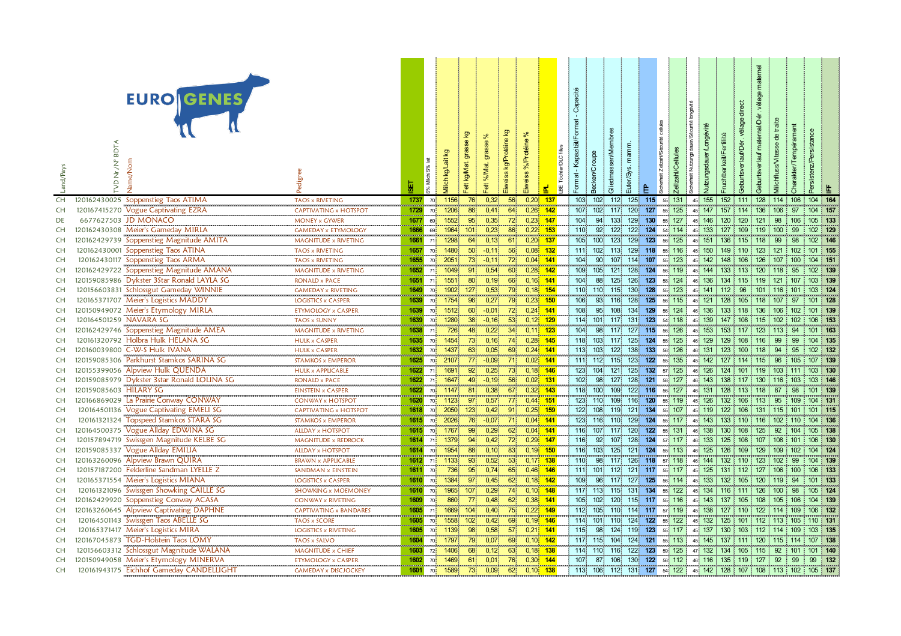# EURO GENES

| Land/Pays | TVD Nr./N° BDTA | Name/Nom | Pedigree | ISET | S% Milch/S% lait | Milch kg/Lait kg | Fett kg/Mat. grasse kg | Fett %/Mat. grasse % | Eiweiss kg/Protéine kg | Eiweiss %/Protéine % | IPL | BE Töchter/DLC filles | Format - Kapazität/Format - Capacité | Becken/Croupe | Gliedmassen/Membres | Euter/Sys. mamm. | ITP | Sicherheit Zellzahl/Sécurité cellules | Zellzahl/Cellules | Sicherheit Nutzungsdauer/Sécurité longévité | Nutzungsdauer/Longévité | Fruchtbarkeit/Fertilité | Geburtsverlauf/Dér. vêlage direct | Geburtsverlauf maternal/Dér. vêlage maternel | Milchfluss/Vitesse de traite | Charakter/Tempérament | Persistenz/Persistance | IFF |
|---|---|---|---|---|---|---|---|---|---|---|---|---|---|---|---|---|---|---|---|---|---|---|---|---|---|---|---|---|
| CH | 120162430025 | Soppenstieg Taos ATIMA | TAOS x RIVETING | 1737 | 70 | 1156 | 76 | 0,32 | 56 | 0,20 | 137 | | 103 | 102 | 112 | 125 | 115 | 55 | 131 | 45 | 155 | 152 | 111 | 128 | 114 | 106 | 104 | 164 |
| CH | 120167415270 | Vogue Captivating EZRA | CAPTIVATING x HOTSPOT | 1729 | 70 | 1206 | 86 | 0,41 | 64 | 0,26 | 142 | | 107 | 102 | 117 | 120 | 127 | 55 | 125 | 45 | 147 | 157 | 114 | 136 | 106 | 97 | 104 | 157 |
| DE | 6677627503 | JD MONACO | MONEY x GYWER | 1677 | 69 | 1552 | 95 | 0,35 | 72 | 0,23 | 147 | | 104 | 94 | 133 | 129 | 130 | 55 | 127 | 45 | 146 | 120 | 120 | 121 | 98 | 106 | 105 | 133 |
| CH | 120162430308 | Meier's Gameday MIRLA | GAMEDAY x ETYMOLOGY | 1666 | 69 | 1964 | 101 | 0,23 | 86 | 0,22 | 153 | | 110 | 92 | 122 | 122 | 124 | 54 | 114 | 45 | 133 | 127 | 109 | 119 | 100 | 99 | 102 | 129 |
| CH | 120162429739 | Soppenstieg Magnitude AMITA | MAGNITUDE x RIVETING | 1661 | 71 | 1298 | 64 | 0,13 | 61 | 0,20 | 137 | | 105 | 100 | 123 | 129 | 123 | 56 | 125 | 45 | 151 | 136 | 115 | 118 | 99 | 98 | 102 | 146 |
| CH | 120162430001 | Soppenstieg Taos ATINA | TAOS x RIVETING | 1657 | 70 | 1480 | 50 | -0,11 | 56 | 0,08 | 132 | | 111 | 102 | 113 | 129 | 118 | 55 | 116 | 45 | 150 | 149 | 110 | 123 | 121 | 102 | 101 | 155 |
| CH | 120162430117 | Soppenstieg Taos ARMA | TAOS x RIVETING | 1655 | 70 | 2051 | 73 | -0,11 | 72 | 0,04 | 141 | | 104 | 90 | 107 | 114 | 107 | 55 | 123 | 45 | 142 | 148 | 106 | 126 | 107 | 100 | 104 | 151 |
| CH | 120162429722 | Soppenstieg Magnitude AMANA | MAGNITUDE x RIVETING | 1652 | 71 | 1049 | 91 | 0,54 | 60 | 0,28 | 142 | | 109 | 105 | 121 | 128 | 124 | 56 | 119 | 45 | 144 | 133 | 113 | 120 | 118 | 95 | 102 | 139 |
| CH | 120159085986 | Dykster 3Star Ronald LAYLA SG | RONALD x PACE | 1651 | 71 | 1551 | 80 | 0,19 | 66 | 0,16 | 141 | | 104 | 88 | 125 | 126 | 123 | 58 | 124 | 46 | 136 | 134 | 115 | 119 | 121 | 107 | 103 | 139 |
| CH | 120156603831 | Schlossgut Gameday WINNIE | GAMEDAY x RIVETING | 1649 | 70 | 1902 | 127 | 0,53 | 79 | 0,18 | 154 | | 110 | 110 | 115 | 130 | 128 | 55 | 123 | 45 | 141 | 112 | 96 | 101 | 116 | 101 | 103 | 124 |
| CH | 120165371707 | Meier's Logistics MADDY | LOGISTICS x CASPER | 1639 | 70 | 1754 | 96 | 0,27 | 79 | 0,23 | 150 | | 106 | 93 | 116 | 128 | 125 | 56 | 115 | 45 | 121 | 128 | 105 | 118 | 107 | 97 | 101 | 128 |
| CH | 120150949072 | Meier's Etymology MIRLA | ETYMOLOGY x CASPER | 1639 | 70 | 1512 | 60 | -0,01 | 72 | 0,24 | 141 | | 108 | 95 | 108 | 134 | 129 | 56 | 124 | 46 | 136 | 133 | 118 | 136 | 106 | 102 | 101 | 139 |
| CH | 120164501259 | NAVARA SG | TAOS x SUNNY | 1639 | 70 | 1280 | 38 | -0,16 | 53 | 0,12 | 129 | | 114 | 101 | 117 | 131 | 123 | 54 | 118 | 45 | 139 | 147 | 108 | 115 | 102 | 102 | 106 | 153 |
| CH | 120162429746 | Soppenstieg Magnitude AMEA | MAGNITUDE x RIVETING | 1638 | 71 | 726 | 48 | 0,22 | 34 | 0,11 | 123 | | 104 | 98 | 117 | 127 | 115 | 56 | 126 | 45 | 153 | 153 | 117 | 123 | 113 | 94 | 101 | 163 |
| CH | 120161320792 | Holbra Hulk HELANA SG | HULK x CASPER | 1635 | 70 | 1454 | 73 | 0,16 | 74 | 0,28 | 145 | | 118 | 103 | 117 | 125 | 124 | 55 | 125 | 46 | 129 | 129 | 108 | 116 | 99 | 99 | 104 | 135 |
| CH | 120160039800 | C-W-S Hulk IVANA | HULK x CASPER | 1632 | 70 | 1437 | 63 | 0,05 | 69 | 0,24 | 141 | | 113 | 103 | 122 | 138 | 133 | 56 | 126 | 46 | 131 | 123 | 100 | 118 | 94 | 95 | 102 | 132 |
| CH | 120159085306 | Parkhurst Stamkos SARINA SG | STAMKOS x EMPEROR | 1625 | 70 | 2107 | 77 | -0,09 | 71 | 0,02 | 141 | | 111 | 112 | 115 | 123 | 122 | 55 | 135 | 45 | 142 | 127 | 114 | 115 | 96 | 105 | 107 | 139 |
| CH | 120155399056 | Alpview Hulk QUENDA | HULK x APPLICABLE | 1622 | 71 | 1691 | 92 | 0,25 | 73 | 0,18 | 146 | | 123 | 104 | 121 | 125 | 132 | 57 | 125 | 46 | 126 | 124 | 101 | 119 | 103 | 111 | 103 | 130 |
| CH | 120159085979 | Dykster 3Star Ronald LOLINA SG | RONALD x PACE | 1622 | 71 | 1647 | 49 | -0,19 | 56 | 0,02 | 131 | | 102 | 98 | 127 | 128 | 121 | 58 | 127 | 46 | 143 | 138 | 117 | 130 | 116 | 103 | 103 | 146 |
| CH | 120159085603 | HILARY SG | EINSTEIN x CASPER | 1622 | 70 | 1147 | 81 | 0,38 | 67 | 0,32 | 143 | | 118 | 100 | 109 | 122 | 116 | 56 | 127 | 46 | 131 | 128 | 113 | 118 | 87 | 98 | 101 | 139 |
| CH | 120166869029 | La Prairie Conway CONWAY | CONWAY x HOTSPOT | 1620 | 70 | 1123 | 97 | 0,57 | 77 | 0,44 | 151 | | 123 | 110 | 109 | 116 | 120 | 55 | 119 | 45 | 126 | 132 | 106 | 113 | 95 | 109 | 104 | 131 |
| CH | 120164501136 | Vogue Captivating EMELI SG | CAPTIVATING x HOTSPOT | 1618 | 70 | 2050 | 123 | 0,42 | 91 | 0,25 | 159 | | 122 | 108 | 119 | 121 | 134 | 55 | 107 | 45 | 119 | 122 | 106 | 131 | 115 | 101 | 101 | 115 |
| CH | 120161321324 | Topspeed Stamkos STARA SG | STAMKOS x EMPEROR | 1615 | 70 | 2026 | 76 | -0,07 | 71 | 0,04 | 141 | | 123 | 116 | 110 | 129 | 124 | 55 | 116 | 45 | 143 | 133 | 110 | 116 | 102 | 110 | 104 | 136 |
| CH | 120164500375 | Vogue Allday EDWINA SG | ALLDAY x HOTSPOT | 1615 | 70 | 1767 | 99 | 0,29 | 62 | 0,04 | 141 | | 116 | 107 | 117 | 120 | 122 | 55 | 131 | 46 | 138 | 130 | 108 | 125 | 92 | 104 | 105 | 138 |
| CH | 120157894719 | Swissgen Magnitude KELBE SG | MAGNITUDE x REDROCK | 1614 | 71 | 1379 | 94 | 0,42 | 72 | 0,29 | 147 | | 116 | 92 | 107 | 128 | 124 | 57 | 117 | 46 | 133 | 125 | 108 | 107 | 108 | 101 | 106 | 130 |
| CH | 120159085337 | Vogue Allday EMILIA | ALLDAY x HOTSPOT | 1614 | 70 | 1954 | 88 | 0,10 | 83 | 0,19 | 150 | | 116 | 103 | 125 | 121 | 124 | 55 | 113 | 46 | 125 | 126 | 109 | 129 | 109 | 102 | 104 | 124 |
| CH | 120163260096 | Alpview Brawn QUIRA | BRAWN x APPLICABLE | 1612 | 71 | 1133 | 93 | 0,52 | 53 | 0,17 | 138 | | 110 | 98 | 117 | 126 | 118 | 57 | 118 | 46 | 144 | 132 | 110 | 123 | 102 | 99 | 104 | 139 |
| CH | 120157187200 | Felderline Sandman LYELLE Z | SANDMAN x EINSTEIN | 1611 | 70 | 736 | 95 | 0,74 | 65 | 0,46 | 146 | | 111 | 101 | 112 | 121 | 117 | 55 | 117 | 45 | 125 | 131 | 112 | 127 | 106 | 100 | 106 | 133 |
| CH | 120165371554 | Meier's Logistics MIANA | LOGISTICS x CASPER | 1610 | 70 | 1384 | 97 | 0,45 | 62 | 0,18 | 142 | | 109 | 96 | 117 | 127 | 125 | 56 | 114 | 45 | 133 | 132 | 105 | 120 | 119 | 94 | 101 | 133 |
| CH | 120161321096 | Swissgen Showking CAILLE SG | SHOWKING x MOEMONEY | 1610 | 70 | 1965 | 107 | 0,29 | 74 | 0,10 | 148 | | 117 | 113 | 115 | 131 | 134 | 55 | 122 | 45 | 134 | 116 | 111 | 126 | 100 | 98 | 105 | 124 |
| CH | 120162429920 | Soppenstieg Conway ACASA | CONWAY x RIVETING | 1609 | 70 | 860 | 77 | 0,48 | 62 | 0,38 | 141 | | 105 | 102 | 120 | 115 | 117 | 55 | 116 | 45 | 143 | 137 | 105 | 108 | 105 | 106 | 104 | 139 |
| CH | 120163260645 | Alpview Captivating DAPHNE | CAPTIVATING x BANDARES | 1605 | 71 | 1669 | 104 | 0,40 | 75 | 0,22 | 149 | | 112 | 105 | 110 | 114 | 117 | 57 | 119 | 45 | 138 | 127 | 110 | 122 | 114 | 109 | 106 | 132 |
| CH | 120164501143 | Swissgen Taos ABELLE SG | TAOS x SCORE | 1605 | 70 | 1558 | 102 | 0,42 | 69 | 0,19 | 146 | | 114 | 101 | 110 | 124 | 122 | 55 | 122 | 45 | 132 | 125 | 101 | 112 | 113 | 105 | 110 | 131 |
| CH | 120165371417 | Meier's Logistics MIRA | LOGISTICS x RIVETING | 1605 | 70 | 1139 | 98 | 0,58 | 57 | 0,21 | 141 | | 115 | 98 | 124 | 119 | 123 | 55 | 117 | 45 | 137 | 130 | 103 | 112 | 114 | 109 | 103 | 135 |
| CH | 120167045873 | TGD-Holstein Taos LOMY | TAOS x SALVO | 1604 | 70 | 1797 | 79 | 0,07 | 69 | 0,10 | 142 | | 117 | 115 | 104 | 124 | 121 | 55 | 113 | 45 | 145 | 137 | 111 | 120 | 115 | 114 | 107 | 138 |
| CH | 120156603312 | Schlossgut Magnitude WALANA | MAGNITUDE x CHIEF | 1603 | 72 | 1406 | 68 | 0,12 | 63 | 0,18 | 138 | | 114 | 110 | 116 | 122 | 123 | 59 | 125 | 47 | 132 | 134 | 105 | 115 | 92 | 101 | 101 | 140 |
| CH | 120150949058 | Meier's Etymology MINERVA | ETYMOLOGY x CASPER | 1602 | 70 | 1469 | 61 | 0,01 | 76 | 0,30 | 144 | | 107 | 87 | 106 | 130 | 122 | 56 | 112 | 46 | 116 | 135 | 119 | 127 | 92 | 99 | 99 | 132 |
| CH | 120161943175 | Eichhof Gameday CANDELLIGHT | GAMEDAY x DISCJOCKEY | 1601 | 70 | 1589 | 73 | 0,09 | 62 | 0,10 | 138 | | 113 | 106 | 112 | 131 | 127 | 54 | 122 | 45 | 142 | 128 | 107 | 108 | 113 | 102 | 105 | 137 |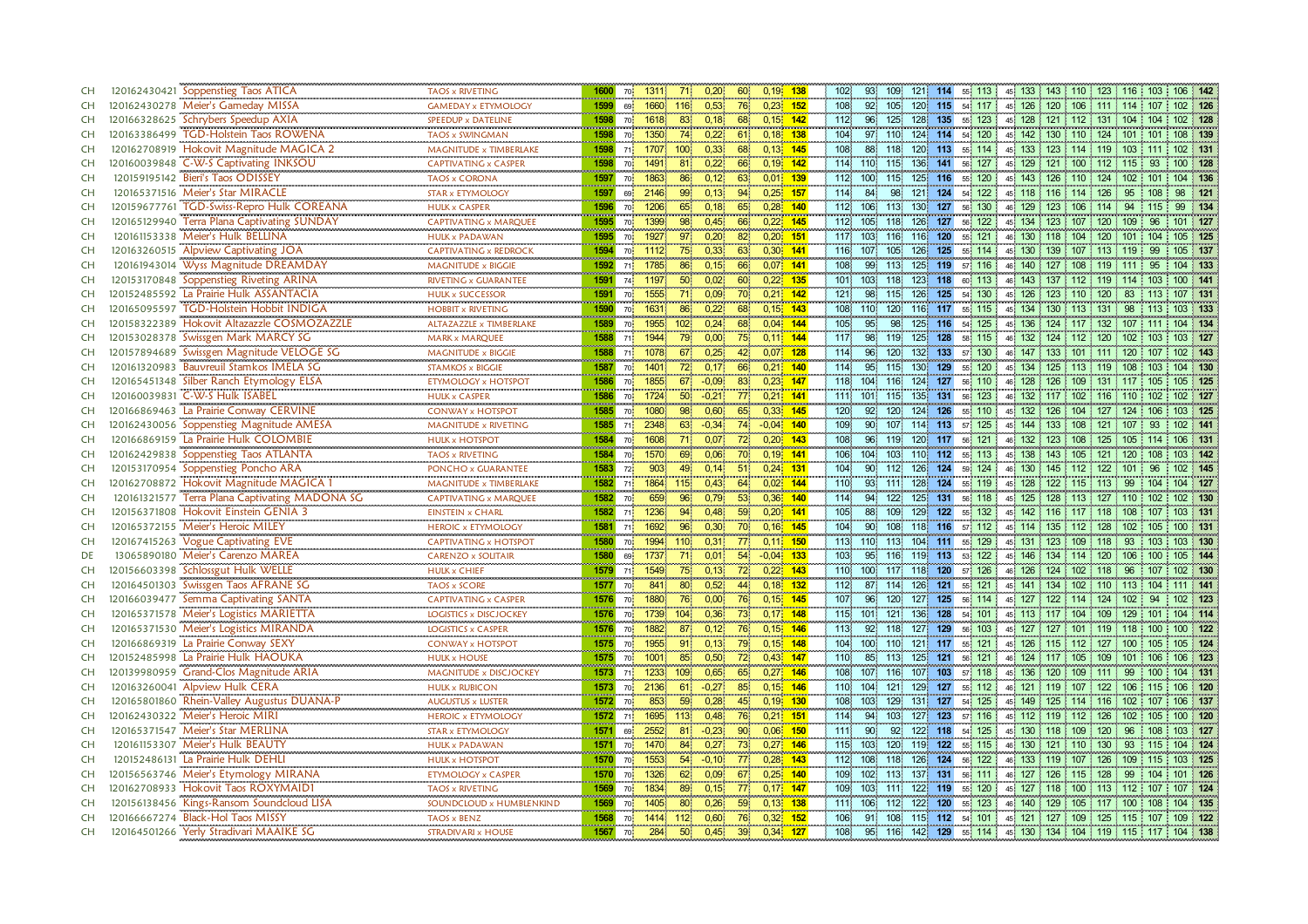| | | | | | | | | | | | | | | | | | | | | | | | | | | | | | | | | |
|---|---|---|---|---|---|---|---|---|---|---|---|---|---|---|---|---|---|---|---|---|---|---|---|---|---|---|---|---|---|---|---|---|
| CH | 120162430421 | Soppenstieg Taos ATICA | TAOS x RIVETING | 1600 | 70 | 1311 | 71 | 0,20 | 60 | 0,19 | 138 | 102 | 93 | 109 | 121 | 114 | 55 | 113 | 45 | 133 | 143 | 110 | 123 | 116 | 103 | 106 | 142 |
| CH | 120162430278 | Meier's Gameday MISSA | GAMEDAY x ETYMOLOGY | 1599 | 69 | 1660 | 116 | 0,53 | 76 | 0,23 | 152 | 108 | 92 | 105 | 120 | 115 | 54 | 117 | 45 | 126 | 120 | 106 | 111 | 114 | 107 | 102 | 126 |
| CH | 120166328625 | Schrybers Speedup AXIA | SPEEDUP x DATELINE | 1598 | 70 | 1618 | 83 | 0,18 | 68 | 0,15 | 142 | 112 | 96 | 125 | 128 | 135 | 55 | 123 | 45 | 128 | 121 | 112 | 131 | 104 | 104 | 102 | 128 |
| CH | 120163386499 | TGD-Holstein Taos ROWENA | TAOS x SWINGMAN | 1598 | 70 | 1350 | 74 | 0,22 | 61 | 0,18 | 138 | 104 | 97 | 110 | 124 | 114 | 54 | 120 | 45 | 142 | 130 | 110 | 124 | 101 | 101 | 108 | 139 |
| CH | 120162708919 | Hokovit Magnitude MAGICA 2 | MAGNITUDE x TIMBERLAKE | 1598 | 71 | 1707 | 100 | 0,33 | 68 | 0,13 | 145 | 108 | 88 | 118 | 120 | 113 | 55 | 114 | 45 | 133 | 123 | 114 | 119 | 103 | 111 | 102 | 131 |
| CH | 120160039848 | C-W-S Captivating INKSOU | CAPTIVATING x CASPER | 1598 | 70 | 1491 | 81 | 0,22 | 66 | 0,19 | 142 | 114 | 110 | 115 | 136 | 141 | 56 | 127 | 45 | 129 | 121 | 100 | 112 | 115 | 93 | 100 | 128 |
| CH | 120159195142 | Bieri's Taos ODISSEY | TAOS x CORONA | 1597 | 70 | 1863 | 86 | 0,12 | 63 | 0,01 | 139 | 112 | 100 | 115 | 125 | 116 | 55 | 120 | 45 | 143 | 126 | 110 | 124 | 102 | 101 | 104 | 136 |
| CH | 120165371516 | Meier's Star MIRACLE | STAR x ETYMOLOGY | 1597 | 69 | 2146 | 99 | 0,13 | 94 | 0,25 | 157 | 114 | 84 | 98 | 121 | 124 | 54 | 122 | 45 | 118 | 116 | 114 | 126 | 95 | 108 | 98 | 121 |
| CH | 120159677761 | TGD-Swiss-Repro Hulk COREANA | HULK x CASPER | 1596 | 70 | 1206 | 65 | 0,18 | 65 | 0,28 | 140 | 112 | 106 | 113 | 130 | 127 | 56 | 130 | 46 | 129 | 123 | 106 | 114 | 94 | 115 | 99 | 134 |
| CH | 120165129940 | Terra Plana Captivating SUNDAY | CAPTIVATING x MARQUEE | 1595 | 70 | 1399 | 98 | 0,45 | 66 | 0,22 | 145 | 112 | 105 | 118 | 126 | 127 | 56 | 122 | 45 | 134 | 123 | 107 | 120 | 109 | 96 | 101 | 127 |
| CH | 120161153338 | Meier's Hulk BELLINA | HULK x PADAWAN | 1595 | 70 | 1927 | 97 | 0,20 | 82 | 0,20 | 151 | 117 | 103 | 116 | 116 | 120 | 55 | 121 | 46 | 130 | 118 | 104 | 120 | 101 | 104 | 105 | 125 |
| CH | 120163260515 | Alpview Captivating JOA | CAPTIVATING x REDROCK | 1594 | 70 | 1112 | 75 | 0,33 | 63 | 0,30 | 141 | 116 | 107 | 105 | 126 | 125 | 55 | 114 | 45 | 130 | 139 | 107 | 113 | 119 | 99 | 105 | 137 |
| CH | 120161943014 | Wyss Magnitude DREAMDAY | MAGNITUDE x BIGGIE | 1592 | 71 | 1785 | 86 | 0,15 | 66 | 0,07 | 141 | 108 | 99 | 113 | 125 | 119 | 57 | 116 | 46 | 140 | 127 | 108 | 119 | 111 | 95 | 104 | 133 |
| CH | 120153170848 | Soppenstieg Riveting ARINA | RIVETING x GUARANTEE | 1591 | 74 | 1197 | 50 | 0,02 | 60 | 0,22 | 135 | 101 | 103 | 118 | 123 | 118 | 60 | 113 | 46 | 143 | 137 | 112 | 119 | 114 | 103 | 100 | 141 |
| CH | 120152485592 | La Prairie Hulk ASSANTACIA | HULK x SUCCESSOR | 1591 | 70 | 1555 | 71 | 0,09 | 70 | 0,21 | 142 | 121 | 98 | 115 | 126 | 125 | 54 | 130 | 45 | 126 | 123 | 110 | 120 | 83 | 113 | 107 | 131 |
| CH | 120165095597 | TGD-Holstein Hobbit INDIGA | HOBBIT x RIVETING | 1590 | 70 | 1631 | 86 | 0,22 | 68 | 0,15 | 143 | 108 | 110 | 120 | 116 | 117 | 55 | 115 | 45 | 134 | 130 | 113 | 131 | 98 | 113 | 103 | 133 |
| CH | 120158322389 | Hokovit Altazazzle COSMOZAZZLE | ALTAZAZZLE x TIMBERLAKE | 1589 | 70 | 1955 | 102 | 0,24 | 68 | 0,04 | 144 | 105 | 95 | 98 | 125 | 116 | 54 | 125 | 45 | 136 | 124 | 117 | 132 | 107 | 111 | 104 | 134 |
| CH | 120153028378 | Swissgen Mark MARCY SG | MARK x MARQUEE | 1588 | 71 | 1944 | 79 | 0,00 | 75 | 0,11 | 144 | 117 | 98 | 119 | 125 | 128 | 58 | 115 | 46 | 132 | 124 | 112 | 120 | 102 | 103 | 103 | 127 |
| CH | 120157894689 | Swissgen Magnitude VELOGE SG | MAGNITUDE x BIGGIE | 1588 | 71 | 1078 | 67 | 0,25 | 42 | 0,07 | 128 | 114 | 96 | 120 | 132 | 133 | 57 | 130 | 46 | 147 | 133 | 101 | 111 | 120 | 107 | 102 | 143 |
| CH | 120161320983 | Bauvreuil Stamkos IMELA SG | STAMKOS x BIGGIE | 1587 | 70 | 1401 | 72 | 0,17 | 66 | 0,21 | 140 | 114 | 95 | 115 | 130 | 129 | 55 | 120 | 45 | 134 | 125 | 113 | 119 | 108 | 103 | 104 | 130 |
| CH | 120165451348 | Silber Ranch Etymology ELSA | ETYMOLOGY x HOTSPOT | 1586 | 70 | 1855 | 67 | -0,09 | 83 | 0,23 | 147 | 118 | 104 | 116 | 124 | 127 | 56 | 110 | 46 | 128 | 126 | 109 | 131 | 117 | 105 | 105 | 125 |
| CH | 120160039831 | C-W-S Hulk ISABEL | HULK x CASPER | 1586 | 70 | 1724 | 50 | -0,21 | 77 | 0,21 | 141 | 111 | 101 | 115 | 135 | 131 | 56 | 123 | 46 | 132 | 117 | 102 | 116 | 110 | 102 | 102 | 127 |
| CH | 120166869463 | La Prairie Conway CERVINE | CONWAY x HOTSPOT | 1585 | 70 | 1080 | 98 | 0,60 | 65 | 0,33 | 145 | 120 | 92 | 120 | 124 | 126 | 55 | 110 | 45 | 132 | 126 | 104 | 127 | 124 | 106 | 103 | 125 |
| CH | 120162430056 | Soppenstieg Magnitude AMESA | MAGNITUDE x RIVETING | 1585 | 71 | 2348 | 63 | -0,34 | 74 | -0,04 | 140 | 109 | 90 | 107 | 114 | 113 | 57 | 125 | 45 | 144 | 133 | 108 | 121 | 107 | 93 | 102 | 141 |
| CH | 120166869159 | La Prairie Hulk COLOMBIE | HULK x HOTSPOT | 1584 | 70 | 1608 | 71 | 0,07 | 72 | 0,20 | 143 | 108 | 96 | 119 | 120 | 117 | 56 | 121 | 46 | 132 | 123 | 108 | 125 | 105 | 114 | 106 | 131 |
| CH | 120162429838 | Soppenstieg Taos ATLANTA | TAOS x RIVETING | 1584 | 70 | 1570 | 69 | 0,06 | 70 | 0,19 | 141 | 106 | 104 | 103 | 110 | 112 | 55 | 113 | 45 | 138 | 143 | 105 | 121 | 120 | 108 | 103 | 142 |
| CH | 120153170954 | Soppenstieg Poncho ARA | PONCHO x GUARANTEE | 1583 | 72 | 903 | 49 | 0,14 | 51 | 0,24 | 131 | 104 | 90 | 112 | 126 | 124 | 59 | 124 | 46 | 130 | 145 | 112 | 122 | 101 | 96 | 102 | 145 |
| CH | 120162708872 | Hokovit Magnitude MAGICA 1 | MAGNITUDE x TIMBERLAKE | 1582 | 71 | 1864 | 115 | 0,43 | 64 | 0,02 | 144 | 110 | 93 | 111 | 128 | 124 | 55 | 119 | 45 | 128 | 122 | 115 | 113 | 99 | 104 | 104 | 127 |
| CH | 120161321577 | Terra Plana Captivating MADONA SG | CAPTIVATING x MARQUEE | 1582 | 70 | 659 | 96 | 0,79 | 53 | 0,36 | 140 | 114 | 94 | 122 | 125 | 131 | 56 | 118 | 45 | 125 | 128 | 113 | 127 | 110 | 102 | 102 | 130 |
| CH | 120156371808 | Hokovit Einstein GENIA 3 | EINSTEIN x CHARL | 1582 | 71 | 1236 | 94 | 0,48 | 59 | 0,20 | 141 | 105 | 88 | 109 | 129 | 122 | 55 | 132 | 45 | 142 | 116 | 117 | 118 | 108 | 107 | 103 | 131 |
| CH | 120165372155 | Meier's Heroic MILEY | HEROIC x ETYMOLOGY | 1581 | 71 | 1692 | 96 | 0,30 | 70 | 0,16 | 145 | 104 | 90 | 108 | 118 | 116 | 57 | 112 | 45 | 114 | 135 | 112 | 128 | 102 | 105 | 100 | 131 |
| CH | 120167415263 | Vogue Captivating EVE | CAPTIVATING x HOTSPOT | 1580 | 70 | 1994 | 110 | 0,31 | 77 | 0,11 | 150 | 113 | 110 | 113 | 104 | 111 | 55 | 129 | 45 | 131 | 123 | 109 | 118 | 93 | 103 | 103 | 130 |
| DE | 13065890180 | Meier's Carenzo MAREA | CARENZO x SOLITAIR | 1580 | 69 | 1737 | 71 | 0,01 | 54 | -0,04 | 133 | 103 | 95 | 116 | 119 | 113 | 53 | 122 | 45 | 146 | 134 | 114 | 120 | 106 | 100 | 105 | 144 |
| CH | 120156603398 | Schlossgut Hulk WELLE | HULK x CHIEF | 1579 | 71 | 1549 | 75 | 0,13 | 72 | 0,22 | 143 | 110 | 100 | 117 | 118 | 120 | 57 | 126 | 46 | 126 | 124 | 102 | 118 | 96 | 107 | 102 | 130 |
| CH | 120164501303 | Swissgen Taos AFRANE SG | TAOS x SCORE | 1577 | 70 | 841 | 80 | 0,52 | 44 | 0,18 | 132 | 112 | 87 | 114 | 126 | 121 | 55 | 121 | 45 | 141 | 134 | 102 | 110 | 113 | 104 | 111 | 141 |
| CH | 120166039477 | Semma Captivating SANTA | CAPTIVATING x CASPER | 1576 | 70 | 1880 | 76 | 0,00 | 76 | 0,15 | 145 | 107 | 96 | 120 | 127 | 125 | 56 | 114 | 45 | 127 | 122 | 114 | 124 | 102 | 94 | 102 | 123 |
| CH | 120165371578 | Meier's Logistics MARIETTA | LOGISTICS x DISCJOCKEY | 1576 | 70 | 1739 | 104 | 0,36 | 73 | 0,17 | 148 | 115 | 101 | 121 | 136 | 128 | 54 | 101 | 45 | 113 | 117 | 104 | 109 | 129 | 101 | 104 | 114 |
| CH | 120165371530 | Meier's Logistics MIRANDA | LOGISTICS x CASPER | 1576 | 70 | 1882 | 87 | 0,12 | 76 | 0,15 | 146 | 113 | 92 | 118 | 127 | 129 | 56 | 103 | 45 | 127 | 127 | 101 | 119 | 118 | 100 | 100 | 122 |
| CH | 120166869319 | La Prairie Conway SEXY | CONWAY x HOTSPOT | 1575 | 70 | 1955 | 91 | 0,13 | 79 | 0,15 | 148 | 104 | 100 | 110 | 121 | 117 | 55 | 121 | 45 | 126 | 115 | 112 | 127 | 100 | 105 | 105 | 124 |
| CH | 120152485998 | La Prairie Hulk HAOUKA | HULK x HOUSE | 1575 | 70 | 1001 | 85 | 0,50 | 72 | 0,43 | 147 | 110 | 85 | 113 | 125 | 121 | 56 | 121 | 46 | 124 | 117 | 105 | 109 | 101 | 106 | 106 | 123 |
| CH | 120139980959 | Grand-Clos Magnitude ARIA | MAGNITUDE x DISCJOCKEY | 1573 | 71 | 1233 | 109 | 0,65 | 65 | 0,27 | 146 | 108 | 107 | 116 | 107 | 103 | 57 | 118 | 45 | 136 | 120 | 109 | 111 | 99 | 100 | 104 | 131 |
| CH | 120163260041 | Alpview Hulk CERA | HULK x RUBICON | 1573 | 70 | 2136 | 61 | -0,27 | 85 | 0,15 | 146 | 110 | 104 | 121 | 129 | 127 | 55 | 112 | 46 | 121 | 119 | 107 | 122 | 106 | 115 | 106 | 120 |
| CH | 120165801860 | Rhein-Valley Augustus DUANA-P | AUGUSTUS x LUSTER | 1572 | 70 | 853 | 59 | 0,28 | 45 | 0,19 | 130 | 108 | 103 | 129 | 131 | 127 | 54 | 125 | 45 | 149 | 125 | 114 | 116 | 102 | 107 | 106 | 137 |
| CH | 120162430322 | Meier's Heroic MIRI | HEROIC x ETYMOLOGY | 1572 | 71 | 1695 | 113 | 0,48 | 76 | 0,21 | 151 | 114 | 94 | 103 | 127 | 123 | 57 | 116 | 45 | 112 | 119 | 112 | 126 | 102 | 105 | 100 | 120 |
| CH | 120165371547 | Meier's Star MERLINA | STAR x ETYMOLOGY | 1571 | 69 | 2552 | 81 | -0,23 | 90 | 0,06 | 150 | 111 | 90 | 92 | 122 | 118 | 54 | 125 | 45 | 130 | 118 | 109 | 120 | 96 | 108 | 103 | 127 |
| CH | 120161153307 | Meier's Hulk BEAUTY | HULK x PADAWAN | 1571 | 70 | 1470 | 84 | 0,27 | 73 | 0,27 | 146 | 115 | 103 | 120 | 119 | 122 | 55 | 115 | 46 | 130 | 121 | 110 | 130 | 93 | 115 | 104 | 124 |
| CH | 120152486131 | La Prairie Hulk DEHLI | HULK x HOTSPOT | 1570 | 70 | 1553 | 54 | -0,10 | 77 | 0,28 | 143 | 112 | 108 | 118 | 126 | 124 | 56 | 122 | 46 | 133 | 119 | 107 | 126 | 109 | 115 | 103 | 125 |
| CH | 120156563746 | Meier's Etymology MIRANA | ETYMOLOGY x CASPER | 1570 | 70 | 1326 | 62 | 0,09 | 67 | 0,25 | 140 | 109 | 102 | 113 | 137 | 131 | 56 | 111 | 46 | 127 | 126 | 115 | 128 | 99 | 104 | 101 | 126 |
| CH | 120162708933 | Hokovit Taos ROXYMAID1 | TAOS x RIVETING | 1569 | 70 | 1834 | 89 | 0,15 | 77 | 0,17 | 147 | 109 | 103 | 111 | 122 | 119 | 55 | 120 | 45 | 127 | 118 | 100 | 113 | 112 | 107 | 107 | 124 |
| CH | 120156138456 | Kings-Ransom Soundcloud LISA | SOUNDCLOUD x HUMBLENKIND | 1569 | 70 | 1405 | 80 | 0,26 | 59 | 0,13 | 138 | 111 | 106 | 112 | 122 | 120 | 55 | 123 | 46 | 140 | 129 | 105 | 117 | 100 | 108 | 104 | 135 |
| CH | 120166667274 | Black-Hol Taos MISSY | TAOS x BENZ | 1568 | 70 | 1414 | 112 | 0,60 | 76 | 0,32 | 152 | 106 | 91 | 108 | 115 | 112 | 54 | 101 | 45 | 121 | 127 | 109 | 125 | 115 | 107 | 109 | 122 |
| CH | 120164501266 | Yerly Stradivari MAAIKE SG | STRADIVARI x HOUSE | 1567 | 70 | 284 | 50 | 0,45 | 39 | 0,34 | 127 | 108 | 95 | 116 | 142 | 129 | 55 | 114 | 45 | 130 | 134 | 104 | 119 | 115 | 117 | 104 | 138 |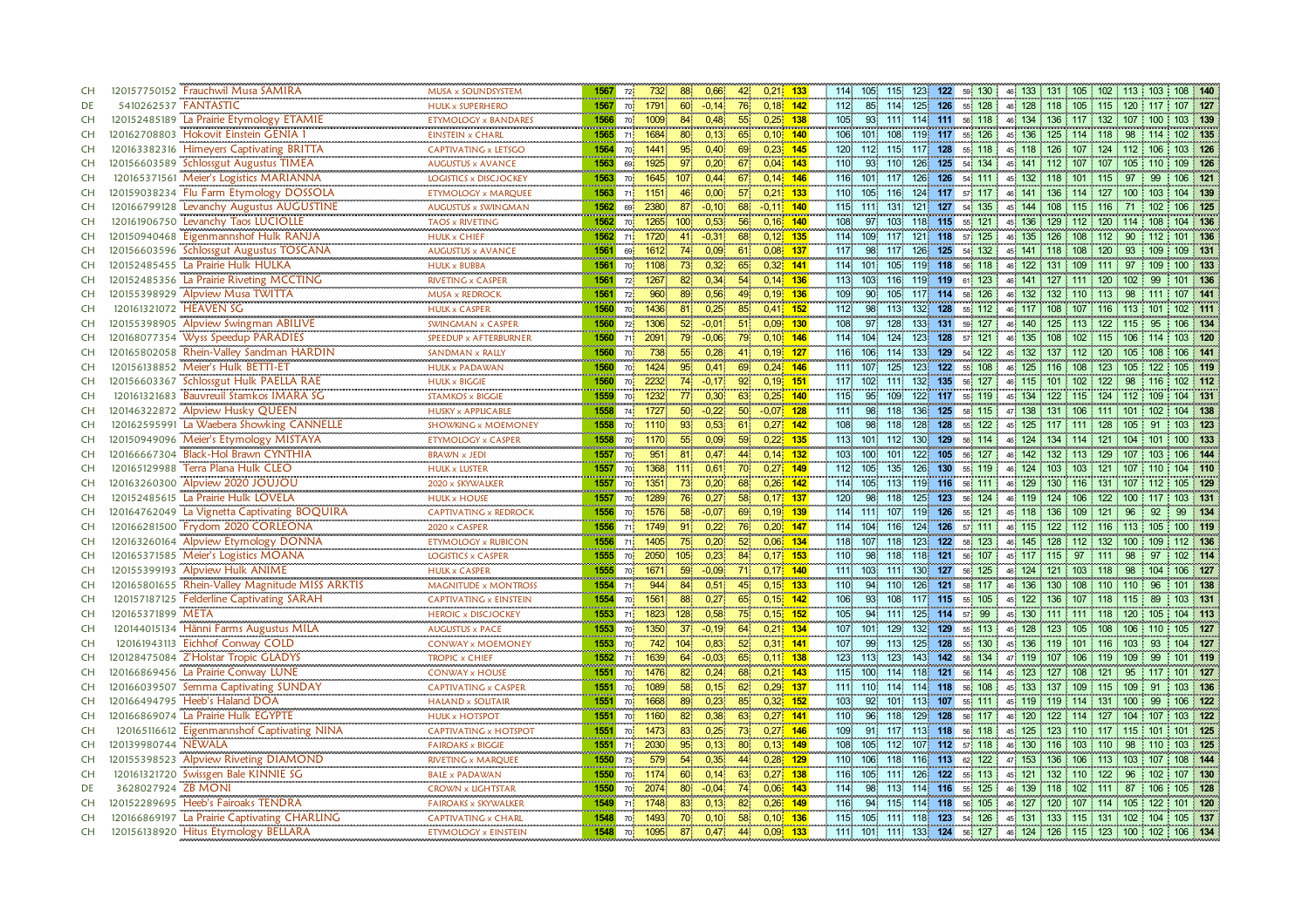| | | | | | | | | | | | | | | | | | | | | | | | | | | | | |
|---|---|---|---|---|---|---|---|---|---|---|---|---|---|---|---|---|---|---|---|---|---|---|---|---|---|---|---|---|
| CH | 120157750152 | Frauchwil Musa SAMIRA | MUSA x SOUNDSYSTEM | 1567 | 72 | 732 | 88 | 0,66 | 42 | 0,21 | 133 | 114 | 105 | 115 | 123 | 122 | 59 | 130 | 46 | 133 | 131 | 105 | 102 | 113 | 103 | 108 | 140 |
| DE | 5410262537 | FANTASTIC | HULK x SUPERHERO | 1567 | 70 | 1791 | 60 | -0,14 | 76 | 0,18 | 142 | 112 | 85 | 114 | 125 | 126 | 55 | 128 | 46 | 128 | 118 | 105 | 115 | 120 | 117 | 107 | 127 |
| CH | 120152485189 | La Prairie Etymology ETAMIE | ETYMOLOGY x BANDARES | 1566 | 70 | 1009 | 84 | 0,48 | 55 | 0,25 | 138 | 105 | 93 | 111 | 114 | 111 | 56 | 118 | 46 | 134 | 136 | 117 | 132 | 107 | 100 | 103 | 139 |
| CH | 120162708803 | Hokovit Einstein GENIA I | EINSTEIN x CHARL | 1565 | 71 | 1684 | 80 | 0,13 | 65 | 0,10 | 140 | 106 | 101 | 108 | 119 | 117 | 55 | 126 | 45 | 136 | 125 | 114 | 118 | 98 | 114 | 102 | 135 |
| CH | 120163382316 | Himeyers Captivating BRITTA | CAPTIVATING x LETSGO | 1564 | 70 | 1441 | 95 | 0,40 | 69 | 0,23 | 145 | 120 | 112 | 115 | 117 | 128 | 55 | 118 | 45 | 118 | 126 | 107 | 124 | 112 | 106 | 103 | 126 |
| CH | 120156603589 | Schlossgut Augustus TIMEA | AUGUSTUS x AVANCE | 1563 | 69 | 1925 | 97 | 0,20 | 67 | 0,04 | 143 | 110 | 93 | 110 | 126 | 125 | 54 | 134 | 45 | 141 | 112 | 107 | 107 | 105 | 110 | 109 | 126 |
| CH | 120165371561 | Meier's Logistics MARIANNA | LOGISTICS x DISCJOCKEY | 1563 | 70 | 1645 | 107 | 0,44 | 67 | 0,14 | 146 | 116 | 101 | 117 | 126 | 126 | 54 | 111 | 45 | 132 | 118 | 101 | 115 | 97 | 99 | 106 | 121 |
| CH | 120159038234 | Flu Farm Etymology DOSSOLA | ETYMOLOGY x MARQUEE | 1563 | 71 | 1151 | 46 | 0,00 | 57 | 0,21 | 133 | 110 | 105 | 116 | 124 | 117 | 57 | 117 | 46 | 141 | 136 | 114 | 127 | 100 | 103 | 104 | 139 |
| CH | 120166799128 | Levanchy Augustus AUGUSTINE | AUGUSTUS x SWINGMAN | 1562 | 69 | 2380 | 87 | -0,10 | 68 | -0,11 | 140 | 115 | 111 | 131 | 121 | 127 | 54 | 135 | 45 | 144 | 108 | 115 | 116 | 71 | 102 | 106 | 125 |
| CH | 120161906750 | Levanchy Taos LUCIOLLE | TAOS x RIVETING | 1562 | 70 | 1265 | 100 | 0,53 | 56 | 0,16 | 140 | 108 | 97 | 103 | 118 | 115 | 55 | 121 | 45 | 136 | 129 | 112 | 120 | 114 | 108 | 104 | 136 |
| CH | 120150940468 | Eigenmannshof Hulk RANJA | HULK x CHIEF | 1562 | 71 | 1720 | 41 | -0,31 | 68 | 0,12 | 135 | 114 | 109 | 117 | 121 | 118 | 57 | 125 | 46 | 135 | 126 | 108 | 112 | 90 | 112 | 101 | 136 |
| CH | 120156603596 | Schlossgut Augustus TOSCANA | AUGUSTUS x AVANCE | 1561 | 69 | 1612 | 74 | 0,09 | 61 | 0,08 | 137 | 117 | 98 | 117 | 126 | 125 | 54 | 132 | 45 | 141 | 118 | 108 | 120 | 93 | 109 | 109 | 131 |
| CH | 120152485455 | La Prairie Hulk HULKA | HULK x BUBBA | 1561 | 70 | 1108 | 73 | 0,32 | 65 | 0,32 | 141 | 114 | 101 | 105 | 119 | 118 | 56 | 118 | 46 | 122 | 131 | 109 | 111 | 97 | 109 | 100 | 133 |
| CH | 120152485356 | La Prairie Riveting MCCTING | RIVETING x CASPER | 1561 | 72 | 1267 | 82 | 0,34 | 54 | 0,14 | 136 | 113 | 103 | 116 | 119 | 119 | 61 | 123 | 46 | 141 | 127 | 111 | 120 | 102 | 99 | 101 | 136 |
| CH | 120155398929 | Alpview Musa TWITTA | MUSA x REDROCK | 1561 | 72 | 960 | 89 | 0,56 | 49 | 0,19 | 136 | 109 | 90 | 105 | 117 | 114 | 58 | 126 | 46 | 132 | 132 | 110 | 113 | 98 | 111 | 107 | 141 |
| CH | 120161321072 | HEAVEN SG | HULK x CASPER | 1560 | 70 | 1436 | 81 | 0,25 | 85 | 0,41 | 152 | 112 | 98 | 113 | 132 | 128 | 55 | 112 | 46 | 117 | 108 | 107 | 116 | 113 | 101 | 102 | 111 |
| CH | 120155398905 | Alpview Swingman ABILIVE | SWINGMAN x CASPER | 1560 | 72 | 1306 | 52 | -0,01 | 51 | 0,09 | 130 | 108 | 97 | 128 | 133 | 131 | 59 | 127 | 46 | 140 | 125 | 113 | 122 | 115 | 95 | 106 | 134 |
| CH | 120168077354 | Wyss Speedup PARADIES | SPEEDUP x AFTERBURNER | 1560 | 71 | 2091 | 79 | -0,06 | 79 | 0,10 | 146 | 114 | 104 | 124 | 123 | 128 | 57 | 121 | 46 | 135 | 108 | 102 | 115 | 106 | 114 | 103 | 120 |
| CH | 120165802058 | Rhein-Valley Sandman HARDIN | SANDMAN x RALLY | 1560 | 70 | 738 | 55 | 0,28 | 41 | 0,19 | 127 | 116 | 106 | 114 | 133 | 129 | 54 | 122 | 45 | 132 | 137 | 112 | 120 | 105 | 108 | 106 | 141 |
| CH | 120156138852 | Meier's Hulk BETTI-ET | HULK x PADAWAN | 1560 | 70 | 1424 | 95 | 0,41 | 69 | 0,24 | 146 | 111 | 107 | 125 | 123 | 122 | 55 | 108 | 46 | 125 | 116 | 108 | 123 | 105 | 122 | 105 | 119 |
| CH | 120156603367 | Schlossgut Hulk PAELLA RAE | HULK x BIGGIE | 1560 | 70 | 2232 | 74 | -0,17 | 92 | 0,19 | 151 | 117 | 102 | 111 | 132 | 135 | 56 | 127 | 46 | 115 | 101 | 102 | 122 | 98 | 116 | 102 | 112 |
| CH | 120161321683 | Bauvreuil Stamkos IMARA SG | STAMKOS x BIGGIE | 1559 | 70 | 1232 | 77 | 0,30 | 63 | 0,25 | 140 | 115 | 95 | 109 | 122 | 117 | 55 | 119 | 45 | 134 | 122 | 115 | 124 | 112 | 109 | 104 | 131 |
| CH | 120146322872 | Alpview Husky QUEEN | HUSKY x APPLICABLE | 1558 | 74 | 1727 | 50 | -0,22 | 50 | -0,07 | 128 | 111 | 98 | 118 | 136 | 125 | 58 | 115 | 47 | 138 | 131 | 106 | 111 | 101 | 102 | 104 | 138 |
| CH | 120162595991 | La Waebera Showking CANNELLE | SHOWKING x MOEMONEY | 1558 | 70 | 1110 | 93 | 0,53 | 61 | 0,27 | 142 | 108 | 98 | 118 | 128 | 128 | 55 | 122 | 45 | 125 | 117 | 111 | 128 | 105 | 91 | 103 | 123 |
| CH | 120150949096 | Meier's Etymology MISTAYA | ETYMOLOGY x CASPER | 1558 | 70 | 1170 | 55 | 0,09 | 59 | 0,22 | 135 | 113 | 101 | 112 | 130 | 129 | 56 | 114 | 46 | 124 | 134 | 114 | 121 | 104 | 101 | 100 | 133 |
| CH | 120166667304 | Black-Hol Brawn CYNTHIA | BRAWN x JEDI | 1557 | 70 | 951 | 81 | 0,47 | 44 | 0,14 | 132 | 103 | 100 | 101 | 122 | 105 | 56 | 127 | 46 | 142 | 132 | 113 | 129 | 107 | 103 | 106 | 144 |
| CH | 120165129988 | Terra Plana Hulk CLEO | HULK x LUSTER | 1557 | 70 | 1368 | 111 | 0,61 | 70 | 0,27 | 149 | 112 | 105 | 135 | 126 | 130 | 55 | 119 | 46 | 124 | 103 | 103 | 121 | 107 | 110 | 104 | 110 |
| CH | 120163260300 | Alpview 2020 JOUJOU | 2020 x SKYWALKER | 1557 | 70 | 1351 | 73 | 0,20 | 68 | 0,26 | 142 | 114 | 105 | 113 | 119 | 116 | 56 | 111 | 46 | 129 | 130 | 116 | 131 | 107 | 112 | 105 | 129 |
| CH | 120152485615 | La Prairie Hulk LOVELA | HULK x HOUSE | 1557 | 70 | 1289 | 76 | 0,27 | 58 | 0,17 | 137 | 120 | 98 | 118 | 125 | 123 | 56 | 124 | 46 | 119 | 124 | 106 | 122 | 100 | 117 | 103 | 131 |
| CH | 120164762049 | La Vignetta Captivating BOQUIRA | CAPTIVATING x REDROCK | 1556 | 70 | 1576 | 58 | -0,07 | 69 | 0,19 | 139 | 114 | 111 | 107 | 119 | 126 | 55 | 121 | 45 | 118 | 136 | 109 | 121 | 96 | 92 | 99 | 134 |
| CH | 120166281500 | Frydom 2020 CORLEONA | 2020 x CASPER | 1556 | 71 | 1749 | 91 | 0,22 | 76 | 0,20 | 147 | 114 | 104 | 116 | 124 | 126 | 57 | 111 | 46 | 115 | 122 | 112 | 116 | 113 | 105 | 100 | 119 |
| CH | 120163260164 | Alpview Etymology DONNA | ETYMOLOGY x RUBICON | 1556 | 71 | 1405 | 75 | 0,20 | 52 | 0,06 | 134 | 118 | 107 | 118 | 123 | 122 | 58 | 123 | 46 | 145 | 128 | 112 | 132 | 100 | 109 | 112 | 136 |
| CH | 120165371585 | Meier's Logistics MOANA | LOGISTICS x CASPER | 1555 | 70 | 2050 | 105 | 0,23 | 84 | 0,17 | 153 | 110 | 98 | 118 | 118 | 121 | 56 | 107 | 45 | 117 | 115 | 97 | 111 | 98 | 97 | 102 | 114 |
| CH | 120155399193 | Alpview Hulk ANIME | HULK x CASPER | 1555 | 70 | 1671 | 59 | -0,09 | 71 | 0,17 | 140 | 111 | 103 | 111 | 130 | 127 | 56 | 125 | 46 | 124 | 121 | 103 | 118 | 98 | 104 | 106 | 127 |
| CH | 120165801655 | Rhein-Valley Magnitude MISS ARKTIS | MAGNITUDE x MONTROSS | 1554 | 71 | 944 | 84 | 0,51 | 45 | 0,15 | 133 | 110 | 94 | 110 | 126 | 121 | 58 | 117 | 46 | 136 | 130 | 108 | 110 | 110 | 96 | 101 | 138 |
| CH | 120157187125 | Felderline Captivating SARAH | CAPTIVATING x EINSTEIN | 1554 | 70 | 1561 | 88 | 0,27 | 65 | 0,15 | 142 | 106 | 93 | 108 | 117 | 115 | 55 | 105 | 45 | 122 | 136 | 107 | 118 | 115 | 89 | 103 | 131 |
| CH | 120165371899 | META | HEROIC x DISCJOCKEY | 1553 | 71 | 1823 | 128 | 0,58 | 75 | 0,15 | 152 | 105 | 94 | 111 | 125 | 114 | 57 | 99 | 45 | 130 | 111 | 111 | 118 | 120 | 105 | 104 | 113 |
| CH | 120144015134 | Hänni Farms Augustus MILA | AUGUSTUS x PACE | 1553 | 70 | 1350 | 37 | -0,19 | 64 | 0,21 | 134 | 107 | 101 | 129 | 132 | 129 | 55 | 113 | 45 | 128 | 123 | 105 | 108 | 106 | 110 | 105 | 127 |
| CH | 120161943113 | Eichhof Conway COLD | CONWAY x MOEMONEY | 1553 | 70 | 742 | 104 | 0,83 | 52 | 0,31 | 141 | 107 | 99 | 113 | 125 | 128 | 55 | 130 | 45 | 136 | 119 | 101 | 116 | 103 | 93 | 104 | 127 |
| CH | 120128475084 | Z'Holstar Tropic GLADYS | TROPIC x CHIEF | 1552 | 71 | 1639 | 64 | -0,03 | 65 | 0,11 | 138 | 123 | 113 | 123 | 143 | 142 | 58 | 134 | 47 | 119 | 107 | 106 | 119 | 109 | 99 | 101 | 119 |
| CH | 120166869456 | La Prairie Conway LUNE | CONWAY x HOUSE | 1551 | 70 | 1476 | 82 | 0,24 | 68 | 0,21 | 143 | 115 | 100 | 114 | 118 | 121 | 56 | 114 | 45 | 123 | 127 | 108 | 121 | 95 | 117 | 101 | 127 |
| CH | 120166039507 | Semma Captivating SUNDAY | CAPTIVATING x CASPER | 1551 | 70 | 1089 | 58 | 0,15 | 62 | 0,29 | 137 | 111 | 110 | 114 | 114 | 118 | 56 | 108 | 45 | 133 | 137 | 109 | 115 | 109 | 91 | 103 | 136 |
| CH | 120166494795 | Heeb's Haland DOA | HALAND x SOLITAIR | 1551 | 70 | 1668 | 89 | 0,23 | 85 | 0,32 | 152 | 103 | 92 | 101 | 113 | 107 | 55 | 111 | 45 | 119 | 119 | 114 | 131 | 100 | 99 | 106 | 122 |
| CH | 120166869074 | La Prairie Hulk EGYPTE | HULK x HOTSPOT | 1551 | 70 | 1160 | 82 | 0,38 | 63 | 0,27 | 141 | 110 | 96 | 118 | 129 | 128 | 56 | 117 | 46 | 120 | 122 | 114 | 127 | 104 | 107 | 103 | 122 |
| CH | 120165116612 | Eigenmannshof Captivating NINA | CAPTIVATING x HOTSPOT | 1551 | 70 | 1473 | 83 | 0,25 | 73 | 0,27 | 146 | 109 | 91 | 117 | 113 | 118 | 56 | 118 | 45 | 125 | 123 | 110 | 117 | 115 | 101 | 101 | 125 |
| CH | 120139980744 | NEWALA | FAIROAKS x BIGGIE | 1551 | 71 | 2030 | 95 | 0,13 | 80 | 0,13 | 149 | 108 | 105 | 112 | 107 | 112 | 57 | 118 | 46 | 130 | 116 | 103 | 110 | 98 | 110 | 103 | 125 |
| CH | 120155398523 | Alpview Riveting DIAMOND | RIVETING x MARQUEE | 1550 | 73 | 579 | 54 | 0,35 | 44 | 0,28 | 129 | 110 | 106 | 118 | 116 | 113 | 62 | 122 | 47 | 153 | 136 | 106 | 113 | 103 | 107 | 108 | 144 |
| CH | 120161321720 | Swissgen Bale KINNIE SG | BALE x PADAWAN | 1550 | 70 | 1174 | 60 | 0,14 | 63 | 0,27 | 138 | 116 | 105 | 111 | 126 | 122 | 55 | 113 | 45 | 121 | 132 | 110 | 122 | 96 | 102 | 107 | 130 |
| DE | 3628027924 | ZB MONI | CROWN x LIGHTSTAR | 1550 | 70 | 2074 | 80 | -0,04 | 74 | 0,06 | 143 | 114 | 98 | 113 | 114 | 116 | 55 | 125 | 46 | 139 | 118 | 102 | 111 | 87 | 106 | 105 | 128 |
| CH | 120152289695 | Heeb's Fairoaks TENDRA | FAIROAKS x SKYWALKER | 1549 | 71 | 1748 | 83 | 0,13 | 82 | 0,26 | 149 | 116 | 94 | 115 | 114 | 118 | 56 | 105 | 46 | 127 | 120 | 107 | 114 | 105 | 122 | 101 | 120 |
| CH | 120166869197 | La Prairie Captivating CHARLING | CAPTIVATING x CHARL | 1548 | 70 | 1493 | 70 | 0,10 | 58 | 0,10 | 136 | 115 | 105 | 111 | 118 | 123 | 54 | 126 | 45 | 131 | 133 | 115 | 131 | 102 | 104 | 105 | 137 |
| CH | 120156138920 | Hitus Etymology BELLARA | ETYMOLOGY x EINSTEIN | 1548 | 70 | 1095 | 87 | 0,47 | 44 | 0,09 | 133 | 111 | 101 | 111 | 133 | 124 | 56 | 127 | 46 | 124 | 126 | 115 | 123 | 100 | 102 | 106 | 134 |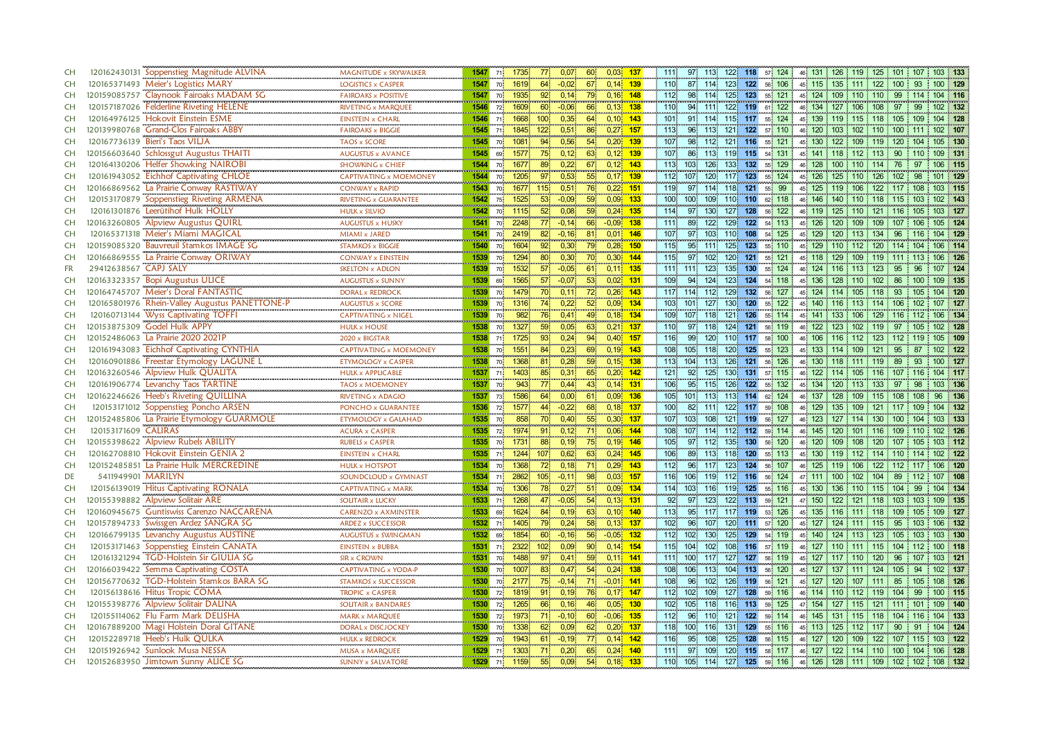| | | | | | | | | | | | | | | | | | | | | | | | | | | | | | | | |
|---|---|---|---|---|---|---|---|---|---|---|---|---|---|---|---|---|---|---|---|---|---|---|---|---|---|---|---|---|---|---|---|
| CH | 120162430131 | Soppenstieg Magnitude ALVINA | MAGNITUDE x SKYWALKER | 1547 | 71 | 1735 | 77 | 0,07 | 60 | 0,03 | 137 | 111 | 97 | 113 | 122 | 118 | 57 | 124 | 46 | 131 | 126 | 119 | 125 | 101 | 107 | 103 | 133 |
| CH | 120165371493 | Meier's Logistics MARY | LOGISTICS x CASPER | 1547 | 70 | 1619 | 64 | -0,02 | 67 | 0,14 | 139 | 110 | 87 | 114 | 123 | 122 | 56 | 106 | 45 | 115 | 135 | 111 | 122 | 100 | 93 | 100 | 129 |
| CH | 120159085757 | Claynook Fairoaks MADAM SG | FAIROAKS x POSITIVE | 1547 | 70 | 1935 | 92 | 0,14 | 79 | 0,16 | 148 | 112 | 98 | 114 | 125 | 123 | 55 | 121 | 45 | 124 | 109 | 110 | 110 | 99 | 114 | 104 | 116 |
| CH | 120157187026 | Felderline Riveting HELENE | RIVETING x MARQUEE | 1546 | 72 | 1609 | 60 | -0,06 | 66 | 0,13 | 138 | 110 | 94 | 111 | 122 | 119 | 61 | 122 | 46 | 134 | 127 | 106 | 108 | 97 | 99 | 102 | 132 |
| CH | 120164976125 | Hokovit Einstein ESME | EINSTEIN x CHARL | 1546 | 71 | 1668 | 100 | 0,35 | 64 | 0,10 | 143 | 101 | 91 | 114 | 115 | 117 | 55 | 124 | 45 | 139 | 119 | 115 | 118 | 105 | 109 | 104 | 128 |
| CH | 120139980768 | Grand-Clos Fairoaks ABBY | FAIROAKS x BIGGIE | 1545 | 71 | 1845 | 122 | 0,51 | 86 | 0,27 | 157 | 113 | 96 | 113 | 121 | 122 | 57 | 110 | 46 | 120 | 103 | 102 | 110 | 100 | 111 | 102 | 107 |
| CH | 120167736139 | Bieri's Taos VILJA | TAOS x SCORE | 1545 | 70 | 1081 | 94 | 0,56 | 54 | 0,20 | 139 | 107 | 98 | 112 | 121 | 116 | 55 | 121 | 45 | 130 | 122 | 109 | 119 | 120 | 104 | 105 | 130 |
| CH | 120156603640 | Schlossgut Augustus THAITI | AUGUSTUS x AVANCE | 1545 | 69 | 1577 | 75 | 0,12 | 63 | 0,12 | 139 | 107 | 86 | 113 | 119 | 115 | 54 | 131 | 45 | 141 | 118 | 112 | 113 | 90 | 110 | 109 | 131 |
| CH | 120164130206 | Helfer Showking NAIROBI | SHOWKING x CHIEF | 1544 | 70 | 1677 | 89 | 0,22 | 67 | 0,12 | 143 | 113 | 103 | 126 | 133 | 132 | 55 | 129 | 46 | 128 | 100 | 110 | 114 | 76 | 97 | 106 | 115 |
| CH | 120161943052 | Eichhof Captivating CHLOE | CAPTIVATING x MOEMONEY | 1544 | 70 | 1205 | 97 | 0,53 | 55 | 0,17 | 139 | 112 | 107 | 120 | 117 | 123 | 55 | 124 | 45 | 126 | 125 | 110 | 126 | 102 | 98 | 101 | 129 |
| CH | 120166869562 | La Prairie Conway RASTIWAY | CONWAY x RAPID | 1543 | 70 | 1677 | 115 | 0,51 | 76 | 0,22 | 151 | 119 | 97 | 114 | 118 | 121 | 55 | 99 | 45 | 125 | 119 | 106 | 122 | 117 | 108 | 103 | 115 |
| CH | 120153170879 | Soppenstieg Riveting ARMENA | RIVETING x GUARANTEE | 1542 | 75 | 1525 | 53 | -0,09 | 59 | 0,09 | 133 | 100 | 100 | 109 | 110 | 110 | 62 | 118 | 46 | 146 | 140 | 110 | 118 | 115 | 103 | 102 | 143 |
| CH | 120161301876 | Leerütihof Hulk HOLLY | HULK x SILVIO | 1542 | 70 | 1115 | 52 | 0,08 | 59 | 0,24 | 135 | 114 | 97 | 130 | 127 | 128 | 56 | 122 | 46 | 119 | 125 | 110 | 121 | 116 | 105 | 103 | 127 |
| CH | 120163260805 | Alpview Augustus QUIRL | AUGUSTUS x HUSKY | 1541 | 70 | 2248 | 77 | -0,14 | 66 | -0,09 | 138 | 111 | 89 | 122 | 129 | 122 | 54 | 113 | 45 | 126 | 120 | 109 | 109 | 107 | 106 | 105 | 124 |
| CH | 120165371318 | Meier's Miami MAGICAL | MIAMI x JARED | 1541 | 70 | 2419 | 82 | -0,16 | 81 | 0,01 | 146 | 107 | 97 | 103 | 110 | 108 | 54 | 125 | 45 | 129 | 120 | 113 | 134 | 96 | 116 | 104 | 129 |
| CH | 120159085320 | Bauvreuil Stamkos IMAGE SG | STAMKOS x BIGGIE | 1540 | 70 | 1604 | 92 | 0,30 | 79 | 0,28 | 150 | 115 | 95 | 111 | 125 | 123 | 55 | 110 | 45 | 129 | 110 | 112 | 120 | 114 | 104 | 106 | 114 |
| CH | 120166869555 | La Prairie Conway ORIWAY | CONWAY x EINSTEIN | 1539 | 70 | 1294 | 80 | 0,30 | 70 | 0,30 | 144 | 115 | 97 | 102 | 120 | 121 | 55 | 121 | 45 | 118 | 129 | 109 | 119 | 111 | 113 | 106 | 126 |
| FR | 29412638567 | CAPJ SALY | SKELTON x ADLON | 1539 | 70 | 1532 | 57 | -0,05 | 61 | 0,11 | 135 | 111 | 111 | 123 | 135 | 130 | 55 | 124 | 46 | 124 | 116 | 113 | 123 | 95 | 96 | 107 | 124 |
| CH | 120163323357 | Bopi Augustus ULICE | AUGUSTUS x SUNNY | 1539 | 69 | 1565 | 57 | -0,07 | 53 | 0,02 | 131 | 109 | 94 | 124 | 123 | 124 | 54 | 118 | 45 | 136 | 128 | 110 | 102 | 86 | 100 | 109 | 135 |
| CH | 120164745707 | Meier's Doral FANTASTIC | DORAL x REDROCK | 1539 | 70 | 1479 | 70 | 0,11 | 72 | 0,26 | 143 | 117 | 114 | 112 | 129 | 132 | 56 | 127 | 45 | 124 | 114 | 105 | 118 | 93 | 105 | 104 | 120 |
| CH | 120165801976 | Rhein-Valley Augustus PANETTONE-P | AUGUSTUS x SCORE | 1539 | 70 | 1316 | 74 | 0,22 | 52 | 0,09 | 134 | 103 | 101 | 127 | 130 | 120 | 55 | 122 | 45 | 140 | 116 | 113 | 114 | 106 | 102 | 107 | 127 |
| CH | 120160713144 | Wyss Captivating TOFFI | CAPTIVATING x NIGEL | 1539 | 70 | 982 | 76 | 0,41 | 49 | 0,18 | 134 | 109 | 107 | 118 | 121 | 126 | 55 | 114 | 45 | 141 | 133 | 106 | 129 | 116 | 112 | 106 | 134 |
| CH | 120153875309 | Godel Hulk APPY | HULK x HOUSE | 1538 | 70 | 1327 | 59 | 0,05 | 63 | 0,21 | 137 | 110 | 97 | 118 | 124 | 121 | 56 | 119 | 46 | 122 | 123 | 102 | 119 | 97 | 105 | 102 | 128 |
| CH | 120152486063 | La Prairie 2020 2021P | 2020 x BIGSTAR | 1538 | 71 | 1725 | 93 | 0,24 | 94 | 0,40 | 157 | 116 | 99 | 120 | 110 | 117 | 58 | 100 | 46 | 106 | 116 | 112 | 123 | 112 | 119 | 105 | 109 |
| CH | 120161943083 | Eichhof Captivating CYNTHIA | CAPTIVATING x MOEMONEY | 1538 | 70 | 1551 | 84 | 0,23 | 69 | 0,19 | 143 | 108 | 105 | 118 | 120 | 125 | 55 | 123 | 45 | 133 | 114 | 109 | 121 | 95 | 87 | 102 | 122 |
| CH | 120160901886 | Freestar Etymology LAGUNE L | ETYMOLOGY x CASPER | 1538 | 70 | 1368 | 81 | 0,28 | 59 | 0,15 | 138 | 113 | 104 | 113 | 126 | 121 | 56 | 126 | 46 | 130 | 118 | 111 | 119 | 89 | 93 | 100 | 127 |
| CH | 120163260546 | Alpview Hulk QUALITA | HULK x APPLICABLE | 1537 | 71 | 1403 | 85 | 0,31 | 65 | 0,20 | 142 | 121 | 92 | 125 | 130 | 131 | 57 | 115 | 46 | 122 | 114 | 105 | 116 | 107 | 116 | 104 | 117 |
| CH | 120161906774 | Levanchy Taos TARTINE | TAOS x MOEMONEY | 1537 | 70 | 943 | 77 | 0,44 | 43 | 0,14 | 131 | 106 | 95 | 115 | 126 | 122 | 55 | 132 | 45 | 134 | 120 | 113 | 133 | 97 | 98 | 103 | 136 |
| CH | 120162246626 | Heeb's Riveting QUILLINA | RIVETING x ADAGIO | 1537 | 73 | 1586 | 64 | 0,00 | 61 | 0,09 | 136 | 105 | 101 | 113 | 113 | 114 | 62 | 124 | 46 | 137 | 128 | 109 | 115 | 108 | 108 | 96 | 136 |
| CH | 120153171012 | Soppenstieg Poncho ARSEN | PONCHO x GUARANTEE | 1536 | 72 | 1577 | 44 | -0,22 | 68 | 0,18 | 137 | 100 | 82 | 111 | 122 | 117 | 59 | 108 | 46 | 129 | 135 | 109 | 121 | 117 | 109 | 104 | 132 |
| CH | 120152485806 | La Prairie Etymology GUARMOLE | ETYMOLOGY x GALAHAD | 1535 | 70 | 858 | 70 | 0,40 | 55 | 0,30 | 137 | 107 | 103 | 108 | 121 | 119 | 56 | 127 | 46 | 123 | 127 | 114 | 130 | 100 | 104 | 103 | 133 |
| CH | 120153171609 | CALIRAS | ACURA x CASPER | 1535 | 72 | 1974 | 91 | 0,12 | 71 | 0,06 | 144 | 108 | 107 | 114 | 112 | 112 | 59 | 114 | 46 | 145 | 120 | 101 | 116 | 109 | 110 | 102 | 126 |
| CH | 120155398622 | Alpview Rubels ABILITY | RUBELS x CASPER | 1535 | 70 | 1731 | 88 | 0,19 | 75 | 0,19 | 146 | 105 | 97 | 112 | 135 | 130 | 56 | 120 | 46 | 120 | 109 | 108 | 120 | 107 | 105 | 103 | 112 |
| CH | 120162708810 | Hokovit Einstein GENIA 2 | EINSTEIN x CHARL | 1535 | 71 | 1244 | 107 | 0,62 | 63 | 0,24 | 145 | 106 | 89 | 113 | 118 | 120 | 55 | 113 | 45 | 130 | 119 | 112 | 114 | 110 | 114 | 102 | 122 |
| CH | 120152485851 | La Prairie Hulk MERCREDINE | HULK x HOTSPOT | 1534 | 70 | 1368 | 72 | 0,18 | 71 | 0,29 | 143 | 112 | 96 | 117 | 123 | 124 | 56 | 107 | 46 | 125 | 119 | 106 | 122 | 112 | 117 | 106 | 120 |
| DE | 5411949901 | MARILYN | SOUNDCLOUD x GYMNAST | 1534 | 71 | 2862 | 105 | -0,11 | 98 | 0,03 | 157 | 116 | 106 | 119 | 112 | 116 | 56 | 124 | 47 | 111 | 100 | 102 | 104 | 89 | 112 | 107 | 108 |
| CH | 120156139019 | Hitus Captivating RONALA | CAPTIVATING x MARK | 1534 | 70 | 1306 | 78 | 0,27 | 51 | 0,09 | 134 | 114 | 103 | 116 | 119 | 125 | 55 | 116 | 45 | 130 | 136 | 110 | 115 | 104 | 99 | 104 | 134 |
| CH | 120155398882 | Alpview Solitair ARE | SOLITAIR x LUCKY | 1533 | 71 | 1268 | 47 | -0,05 | 54 | 0,13 | 131 | 92 | 97 | 123 | 122 | 113 | 59 | 121 | 47 | 150 | 122 | 121 | 118 | 103 | 103 | 109 | 135 |
| CH | 120160945675 | Guntiswiss Carenzo NACCARENA | CARENZO x AXMINSTER | 1533 | 69 | 1624 | 84 | 0,19 | 63 | 0,10 | 140 | 113 | 95 | 117 | 117 | 119 | 53 | 126 | 45 | 135 | 116 | 111 | 118 | 109 | 105 | 109 | 127 |
| CH | 120157894733 | Swissgen Ardez SANGRA SG | ARDEZ x SUCCESSOR | 1532 | 71 | 1405 | 79 | 0,24 | 58 | 0,13 | 137 | 102 | 96 | 107 | 120 | 111 | 57 | 120 | 45 | 127 | 124 | 111 | 115 | 95 | 103 | 106 | 132 |
| CH | 120166799135 | Levanchy Augustus AUSTINE | AUGUSTUS x SWINGMAN | 1532 | 69 | 1854 | 60 | -0,16 | 56 | -0,05 | 132 | 112 | 102 | 130 | 125 | 129 | 54 | 119 | 45 | 140 | 124 | 113 | 123 | 105 | 103 | 103 | 130 |
| CH | 120153171463 | Soppenstieg Einstein CANATA | EINSTEIN x BUBBA | 1531 | 71 | 2322 | 102 | 0,09 | 90 | 0,14 | 154 | 115 | 104 | 102 | 108 | 116 | 57 | 119 | 46 | 127 | 110 | 111 | 115 | 104 | 112 | 100 | 118 |
| CH | 120161321294 | TGD-Holstein Sir GIULIA SG | SIR x CROWN | 1531 | 70 | 1488 | 97 | 0,41 | 59 | 0,11 | 141 | 111 | 100 | 117 | 127 | 127 | 56 | 119 | 45 | 127 | 117 | 110 | 120 | 96 | 107 | 103 | 121 |
| CH | 120166039422 | Semma Captivating COSTA | CAPTIVATING x YODA-P | 1530 | 70 | 1007 | 83 | 0,47 | 54 | 0,24 | 138 | 108 | 106 | 113 | 104 | 113 | 56 | 120 | 45 | 127 | 137 | 111 | 124 | 105 | 94 | 102 | 137 |
| CH | 120156770632 | TGD-Holstein Stamkos BARA SG | STAMKOS x SUCCESSOR | 1530 | 70 | 2177 | 75 | -0,14 | 71 | -0,01 | 141 | 108 | 96 | 102 | 126 | 119 | 56 | 121 | 45 | 127 | 120 | 107 | 111 | 85 | 105 | 108 | 126 |
| CH | 120156138616 | Hitus Tropic COMA | TROPIC x CASPER | 1530 | 72 | 1819 | 91 | 0,19 | 76 | 0,17 | 147 | 112 | 102 | 109 | 127 | 128 | 59 | 116 | 46 | 114 | 110 | 112 | 119 | 104 | 99 | 100 | 115 |
| CH | 120155398776 | Alpview Solitair DALINA | SOLITAIR x BANDARES | 1530 | 72 | 1265 | 66 | 0,16 | 46 | 0,05 | 130 | 102 | 105 | 118 | 116 | 113 | 59 | 125 | 47 | 154 | 127 | 115 | 121 | 111 | 101 | 109 | 140 |
| CH | 120155114062 | Flu Farm Mark DELISHA | MARK x MARQUEE | 1530 | 72 | 1973 | 71 | -0,10 | 60 | -0,06 | 135 | 112 | 96 | 110 | 121 | 122 | 59 | 114 | 46 | 145 | 131 | 115 | 118 | 104 | 116 | 104 | 133 |
| CH | 120167889200 | Magi Holstein Doral GITANE | DORAL x DISCJOCKEY | 1530 | 70 | 1338 | 62 | 0,09 | 62 | 0,20 | 137 | 118 | 100 | 116 | 131 | 129 | 55 | 116 | 45 | 113 | 125 | 112 | 117 | 90 | 91 | 104 | 124 |
| CH | 120152289718 | Heeb's Hulk QULKA | HULK x REDROCK | 1529 | 70 | 1943 | 61 | -0,19 | 77 | 0,14 | 142 | 116 | 95 | 108 | 125 | 128 | 56 | 115 | 46 | 127 | 120 | 109 | 122 | 107 | 115 | 103 | 122 |
| CH | 120151926942 | Sunlook Musa NESSA | MUSA x MARQUEE | 1529 | 71 | 1303 | 71 | 0,20 | 65 | 0,24 | 140 | 111 | 97 | 109 | 120 | 115 | 58 | 117 | 46 | 127 | 122 | 114 | 110 | 100 | 104 | 106 | 128 |
| CH | 120152683950 | Jimtown Sunny ALICE SG | SUNNY x SALVATORE | 1529 | 71 | 1159 | 55 | 0,09 | 54 | 0,18 | 133 | 110 | 105 | 114 | 127 | 125 | 59 | 116 | 46 | 126 | 128 | 111 | 109 | 102 | 102 | 108 | 132 |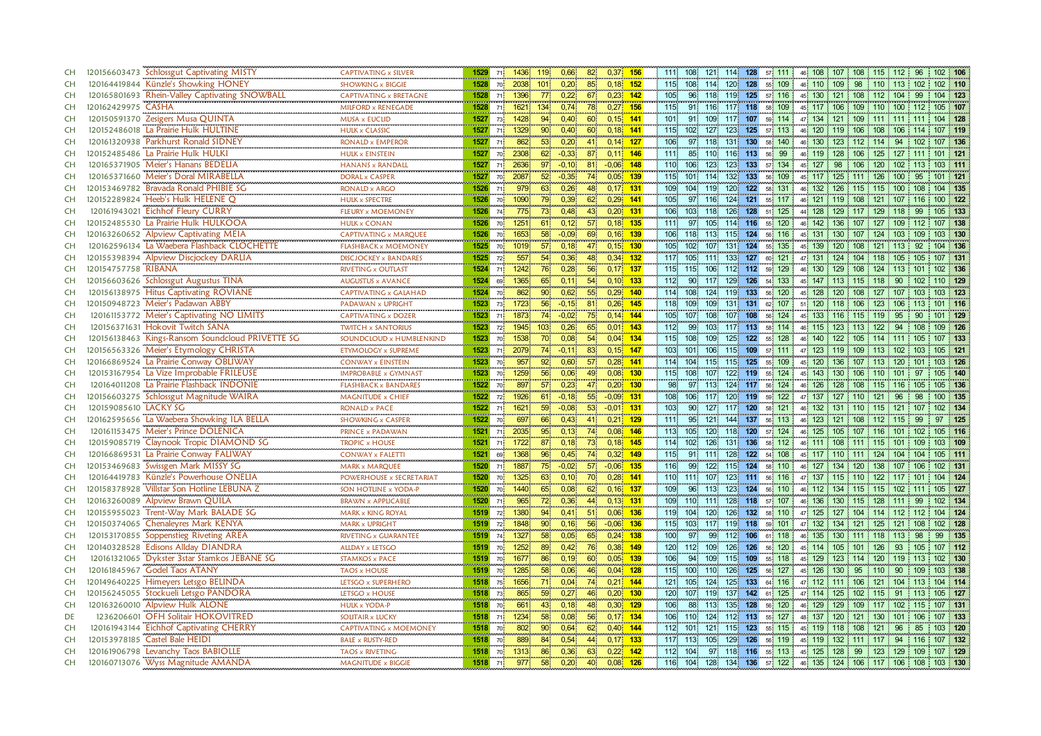| | | | | | | | | | | | | | | | | | | | | | | | | | | | | |
|---|---|---|---|---|---|---|---|---|---|---|---|---|---|---|---|---|---|---|---|---|---|---|---|---|---|---|---|---|
| CH | 120156603473 | Schlossgut Captivating MISTY | CAPTIVATING x SILVER | 1529 | 71 | 1436 | 119 | 0,66 | 82 | 0,37 | 156 | 111 | 108 | 121 | 114 | 128 | 57 | 111 | 46 | 108 | 107 | 108 | 115 | 112 | 96 | 102 | 106 |
| CH | 120164419844 | Künzle's Showking HONEY | SHOWKING x BIGGIE | 1528 | 70 | 2038 | 101 | 0,20 | 85 | 0,18 | 152 | 115 | 108 | 114 | 120 | 128 | 55 | 109 | 46 | 110 | 109 | 98 | 110 | 113 | 102 | 102 | 110 |
| CH | 120165801693 | Rhein-Valley Captivating SNOWBALL | CAPTIVATING x BRETAGNE | 1528 | 71 | 1396 | 77 | 0,22 | 67 | 0,23 | 142 | 105 | 96 | 118 | 119 | 125 | 57 | 116 | 45 | 130 | 121 | 108 | 112 | 104 | 99 | 104 | 123 |
| CH | 120162429975 | CASHA | MILFORD x RENEGADE | 1528 | 71 | 1621 | 134 | 0,74 | 78 | 0,27 | 156 | 115 | 91 | 116 | 117 | 118 | 58 | 109 | 45 | 117 | 106 | 109 | 110 | 100 | 112 | 105 | 107 |
| CH | 120150591370 | Zesigers Musa QUINTA | MUSA x EUCLID | 1527 | 73 | 1428 | 94 | 0,40 | 60 | 0,15 | 141 | 101 | 91 | 109 | 117 | 107 | 59 | 114 | 47 | 134 | 121 | 109 | 111 | 111 | 111 | 104 | 128 |
| CH | 120152486018 | La Prairie Hulk HULTINE | HULK x CLASSIC | 1527 | 71 | 1329 | 90 | 0,40 | 60 | 0,18 | 141 | 115 | 102 | 127 | 123 | 125 | 57 | 113 | 46 | 120 | 119 | 106 | 108 | 106 | 114 | 107 | 119 |
| CH | 120161320938 | Parkhurst Ronald SIDNEY | RONALD x EMPEROR | 1527 | 71 | 862 | 53 | 0,20 | 41 | 0,14 | 127 | 106 | 97 | 118 | 131 | 130 | 58 | 140 | 46 | 130 | 123 | 112 | 114 | 94 | 102 | 107 | 136 |
| CH | 120152485486 | La Prairie Hulk HULKI | HULK x EINSTEIN | 1527 | 70 | 2308 | 62 | -0,33 | 87 | 0,11 | 146 | 111 | 85 | 110 | 116 | 113 | 56 | 99 | 46 | 119 | 128 | 106 | 125 | 127 | 111 | 101 | 121 |
| CH | 120165371905 | Meier's Hanans BEDELIA | HANANS x RANDALL | 1527 | 71 | 2636 | 97 | -0,10 | 81 | -0,06 | 148 | 110 | 106 | 123 | 123 | 133 | 57 | 134 | 45 | 127 | 98 | 106 | 120 | 102 | 113 | 103 | 111 |
| CH | 120165371660 | Meier's Doral MIRABELLA | DORAL x CASPER | 1527 | 70 | 2087 | 52 | -0,35 | 74 | 0,05 | 139 | 115 | 101 | 114 | 132 | 133 | 56 | 109 | 45 | 117 | 125 | 111 | 126 | 100 | 95 | 101 | 121 |
| CH | 120153469782 | Bravada Ronald PHIBIE SG | RONALD x ARGO | 1526 | 71 | 979 | 63 | 0,26 | 48 | 0,17 | 131 | 109 | 104 | 119 | 120 | 122 | 58 | 131 | 46 | 132 | 126 | 115 | 115 | 100 | 108 | 104 | 135 |
| CH | 120152289824 | Heeb's Hulk HELENE Q | HULK x SPECTRE | 1526 | 70 | 1090 | 79 | 0,39 | 62 | 0,29 | 141 | 105 | 97 | 116 | 124 | 121 | 55 | 117 | 46 | 121 | 119 | 108 | 121 | 107 | 116 | 100 | 122 |
| CH | 120161943021 | Eichhof Fleury CURRY | FLEURY x MOEMONEY | 1526 | 74 | 775 | 73 | 0,48 | 43 | 0,20 | 131 | 106 | 103 | 118 | 126 | 128 | 51 | 125 | 44 | 128 | 129 | 117 | 129 | 118 | 99 | 105 | 133 |
| CH | 120152485530 | La Prairie Hulk HULKOOA | HULK x CONAN | 1526 | 70 | 1251 | 61 | 0,12 | 57 | 0,18 | 135 | 111 | 97 | 105 | 114 | 116 | 55 | 120 | 46 | 142 | 136 | 107 | 127 | 109 | 112 | 107 | 138 |
| CH | 120163260652 | Alpview Captivating MEIA | CAPTIVATING x MARQUEE | 1526 | 70 | 1653 | 58 | -0,09 | 69 | 0,16 | 139 | 106 | 118 | 113 | 115 | 124 | 56 | 116 | 45 | 131 | 130 | 107 | 124 | 103 | 109 | 103 | 130 |
| CH | 120162596134 | La Waebera Flashback CLOCHETTE | FLASHBACK x MOEMONEY | 1525 | 70 | 1019 | 57 | 0,18 | 47 | 0,15 | 130 | 105 | 102 | 107 | 131 | 124 | 55 | 135 | 45 | 139 | 120 | 108 | 121 | 113 | 92 | 104 | 136 |
| CH | 120155398394 | Alpview Discjockey DARLIA | DISCJOCKEY x BANDARES | 1525 | 72 | 557 | 54 | 0,36 | 48 | 0,34 | 132 | 117 | 105 | 111 | 133 | 127 | 60 | 121 | 47 | 131 | 124 | 104 | 118 | 105 | 105 | 107 | 131 |
| CH | 120154757758 | RIBANA | RIVETING x OUTLAST | 1524 | 71 | 1242 | 76 | 0,28 | 56 | 0,17 | 137 | 115 | 115 | 106 | 112 | 112 | 59 | 129 | 46 | 130 | 129 | 108 | 124 | 113 | 101 | 102 | 136 |
| CH | 120156603626 | Schlossgut Augustus TINA | AUGUSTUS x AVANCE | 1524 | 69 | 1365 | 65 | 0,11 | 54 | 0,10 | 133 | 112 | 90 | 117 | 129 | 126 | 54 | 133 | 45 | 147 | 113 | 115 | 118 | 90 | 102 | 110 | 129 |
| CH | 120156138975 | Hitus Captivating ROVIANE | CAPTIVATING x GALAHAD | 1524 | 70 | 862 | 90 | 0,62 | 55 | 0,29 | 140 | 114 | 108 | 124 | 119 | 133 | 56 | 120 | 45 | 128 | 120 | 108 | 127 | 107 | 103 | 103 | 123 |
| CH | 120150948723 | Meier's Padawan ABBY | PADAWAN x UPRIGHT | 1523 | 73 | 1723 | 56 | -0,15 | 81 | 0,26 | 145 | 118 | 109 | 109 | 131 | 131 | 62 | 107 | 51 | 120 | 118 | 106 | 123 | 106 | 113 | 101 | 116 |
| CH | 120161153772 | Meier's Captivating NO LIMITS | CAPTIVATING x DOZER | 1523 | 71 | 1873 | 74 | -0,02 | 75 | 0,14 | 144 | 105 | 107 | 108 | 107 | 108 | 56 | 124 | 45 | 133 | 116 | 115 | 119 | 95 | 90 | 101 | 129 |
| CH | 120156371631 | Hokovit Twitch SANA | TWITCH x SANTORIUS | 1523 | 72 | 1945 | 103 | 0,26 | 65 | 0,01 | 143 | 112 | 99 | 103 | 117 | 113 | 58 | 114 | 46 | 115 | 123 | 113 | 122 | 94 | 108 | 109 | 126 |
| CH | 120156138463 | Kings-Ransom Soundcloud PRIVETTE SG | SOUNDCLOUD x HUMBLENKIND | 1523 | 70 | 1538 | 70 | 0,08 | 54 | 0,04 | 134 | 115 | 108 | 109 | 125 | 122 | 55 | 128 | 46 | 140 | 122 | 105 | 114 | 111 | 105 | 107 | 133 |
| CH | 120156563326 | Meier's Etymology CHRISTA | ETYMOLOGY x SUPREME | 1523 | 71 | 2079 | 74 | -0,11 | 83 | 0,15 | 147 | 103 | 101 | 106 | 115 | 109 | 57 | 111 | 47 | 123 | 119 | 109 | 113 | 102 | 103 | 105 | 121 |
| CH | 120166869524 | La Prairie Conway OBLIWAY | CONWAY x EINSTEIN | 1523 | 70 | 957 | 92 | 0,60 | 57 | 0,28 | 141 | 114 | 104 | 115 | 115 | 125 | 55 | 109 | 45 | 120 | 136 | 107 | 113 | 120 | 101 | 103 | 126 |
| CH | 120153167954 | La Vize Improbable FRILEUSE | IMPROBABLE x GYMNAST | 1523 | 70 | 1259 | 56 | 0,06 | 49 | 0,08 | 130 | 115 | 108 | 107 | 122 | 119 | 55 | 124 | 45 | 143 | 130 | 106 | 110 | 101 | 97 | 105 | 140 |
| CH | 120164011208 | La Prairie Flashback INDONIE | FLASHBACK x BANDARES | 1522 | 70 | 897 | 57 | 0,23 | 47 | 0,20 | 130 | 98 | 97 | 113 | 124 | 117 | 56 | 124 | 46 | 126 | 128 | 108 | 115 | 116 | 105 | 105 | 136 |
| CH | 120156603275 | Schlossgut Magnitude WAIRA | MAGNITUDE x CHIEF | 1522 | 72 | 1926 | 61 | -0,18 | 55 | -0,09 | 131 | 108 | 106 | 117 | 120 | 119 | 59 | 122 | 47 | 137 | 127 | 110 | 121 | 96 | 98 | 100 | 135 |
| CH | 120159085610 | LACKY SG | RONALD x PACE | 1522 | 71 | 1621 | 59 | -0,08 | 53 | -0,01 | 131 | 103 | 90 | 127 | 117 | 120 | 58 | 121 | 46 | 132 | 131 | 110 | 115 | 121 | 107 | 102 | 134 |
| CH | 120162595656 | La Waebera Showking ILA BELLA | SHOWKING x CASPER | 1522 | 70 | 697 | 66 | 0,43 | 41 | 0,21 | 129 | 111 | 95 | 121 | 144 | 137 | 56 | 113 | 46 | 123 | 121 | 108 | 112 | 115 | 99 | 97 | 125 |
| CH | 120161153475 | Meier's Prince DOLENICA | PRINCE x PADAWAN | 1521 | 71 | 2035 | 95 | 0,13 | 74 | 0,08 | 146 | 113 | 105 | 120 | 118 | 120 | 57 | 124 | 46 | 125 | 105 | 107 | 116 | 101 | 102 | 105 | 116 |
| CH | 120159085719 | Claynook Tropic DIAMOND SG | TROPIC x HOUSE | 1521 | 71 | 1722 | 87 | 0,18 | 73 | 0,18 | 145 | 114 | 102 | 126 | 131 | 136 | 58 | 112 | 46 | 111 | 108 | 111 | 115 | 101 | 109 | 103 | 109 |
| CH | 120166869531 | La Prairie Conway FALIWAY | CONWAY x FALETTI | 1521 | 69 | 1368 | 96 | 0,45 | 74 | 0,32 | 149 | 115 | 91 | 111 | 128 | 122 | 54 | 108 | 45 | 117 | 110 | 111 | 124 | 104 | 104 | 105 | 111 |
| CH | 120153469683 | Swissgen Mark MISSY SG | MARK x MARQUEE | 1520 | 71 | 1887 | 75 | -0,02 | 57 | -0,06 | 135 | 116 | 99 | 122 | 115 | 124 | 58 | 110 | 46 | 127 | 134 | 120 | 138 | 107 | 106 | 102 | 131 |
| CH | 120164419783 | Künzle's Powerhouse ONELIA | POWERHOUSE x SECRETARIAT | 1520 | 70 | 1325 | 63 | 0,10 | 70 | 0,28 | 141 | 110 | 111 | 107 | 123 | 111 | 56 | 116 | 47 | 137 | 115 | 110 | 122 | 117 | 101 | 104 | 124 |
| CH | 120158378928 | Villstar Son Hotline LEBUNA Z | SON HOTLINE x YODA-P | 1520 | 70 | 1440 | 65 | 0,08 | 62 | 0,16 | 137 | 109 | 96 | 113 | 123 | 124 | 56 | 110 | 46 | 112 | 134 | 115 | 115 | 102 | 111 | 105 | 127 |
| CH | 120163260089 | Alpview Brawn QUILA | BRAWN x APPLICABLE | 1520 | 71 | 965 | 72 | 0,36 | 44 | 0,13 | 131 | 109 | 110 | 111 | 128 | 118 | 57 | 107 | 46 | 136 | 130 | 115 | 128 | 111 | 99 | 102 | 134 |
| CH | 120155955023 | Trent-Way Mark BALADE SG | MARK x KING ROYAL | 1519 | 72 | 1380 | 94 | 0,41 | 51 | 0,06 | 136 | 119 | 104 | 120 | 126 | 132 | 58 | 110 | 47 | 125 | 127 | 104 | 114 | 112 | 112 | 104 | 124 |
| CH | 120150374065 | Chenaleyres Mark KENYA | MARK x UPRIGHT | 1519 | 72 | 1848 | 90 | 0,16 | 56 | -0,06 | 136 | 115 | 103 | 117 | 119 | 118 | 59 | 101 | 47 | 132 | 134 | 121 | 125 | 121 | 108 | 102 | 128 |
| CH | 120153170855 | Soppenstieg Riveting AREA | RIVETING x GUARANTEE | 1519 | 74 | 1327 | 58 | 0,05 | 65 | 0,24 | 138 | 100 | 97 | 99 | 112 | 106 | 61 | 118 | 46 | 135 | 130 | 111 | 118 | 113 | 98 | 99 | 135 |
| CH | 120140328528 | Edisons Allday DIANDRA | ALLDAY x LETSGO | 1519 | 70 | 1252 | 89 | 0,42 | 76 | 0,38 | 149 | 120 | 112 | 109 | 126 | 126 | 56 | 120 | 45 | 114 | 105 | 101 | 126 | 93 | 105 | 107 | 112 |
| CH | 120161321065 | Dykster 3star Stamkos JEBANE SG | STAMKOS x PACE | 1519 | 70 | 1677 | 86 | 0,19 | 60 | 0,05 | 139 | 106 | 94 | 109 | 115 | 109 | 55 | 118 | 45 | 129 | 123 | 114 | 120 | 119 | 113 | 102 | 130 |
| CH | 120161845967 | Godel Taos ATANY | TAOS x HOUSE | 1519 | 70 | 1285 | 58 | 0,06 | 46 | 0,04 | 128 | 115 | 100 | 110 | 126 | 125 | 56 | 127 | 45 | 126 | 130 | 95 | 110 | 90 | 109 | 103 | 138 |
| CH | 120149640225 | Himeyers Letsgo BELINDA | LETSGO x SUPERHERO | 1518 | 75 | 1656 | 71 | 0,04 | 74 | 0,21 | 144 | 121 | 105 | 124 | 125 | 133 | 64 | 116 | 47 | 112 | 111 | 106 | 121 | 104 | 113 | 104 | 114 |
| CH | 120156245055 | Stockueli Letsgo PANDORA | LETSGO x HOUSE | 1518 | 73 | 865 | 59 | 0,27 | 46 | 0,20 | 130 | 120 | 107 | 119 | 137 | 142 | 61 | 125 | 47 | 114 | 125 | 102 | 115 | 91 | 113 | 105 | 127 |
| CH | 120163260010 | Alpview Hulk ALONE | HULK x YODA-P | 1518 | 70 | 661 | 43 | 0,18 | 48 | 0,30 | 129 | 106 | 88 | 113 | 135 | 128 | 56 | 120 | 46 | 129 | 129 | 109 | 117 | 102 | 115 | 107 | 131 |
| DE | 1236206601 | OFH Solitair HOKOVITRED | SOLITAIR x LUCKY | 1518 | 71 | 1234 | 58 | 0,08 | 56 | 0,17 | 134 | 106 | 110 | 124 | 112 | 113 | 55 | 127 | 48 | 137 | 120 | 121 | 130 | 101 | 106 | 107 | 133 |
| CH | 120161943144 | Eichhof Captivating CHERRY | CAPTIVATING x MOEMONEY | 1518 | 70 | 802 | 90 | 0,64 | 62 | 0,40 | 144 | 112 | 101 | 121 | 115 | 123 | 55 | 115 | 45 | 119 | 118 | 108 | 121 | 96 | 85 | 103 | 120 |
| CH | 120153978185 | Castel Bale HEIDI | BALE x RUSTY-RED | 1518 | 70 | 889 | 84 | 0,54 | 44 | 0,17 | 133 | 117 | 113 | 105 | 129 | 126 | 56 | 119 | 45 | 119 | 132 | 111 | 117 | 94 | 116 | 107 | 132 |
| CH | 120161906798 | Levanchy Taos BABIOLLE | TAOS x RIVETING | 1518 | 70 | 1313 | 86 | 0,36 | 63 | 0,22 | 142 | 112 | 104 | 97 | 118 | 116 | 55 | 113 | 45 | 125 | 128 | 99 | 123 | 129 | 109 | 107 | 129 |
| CH | 120160713076 | Wyss Magnitude AMANDA | MAGNITUDE x BIGGIE | 1518 | 71 | 977 | 58 | 0,20 | 40 | 0,08 | 126 | 116 | 104 | 128 | 134 | 136 | 57 | 122 | 46 | 135 | 124 | 106 | 117 | 106 | 108 | 103 | 130 |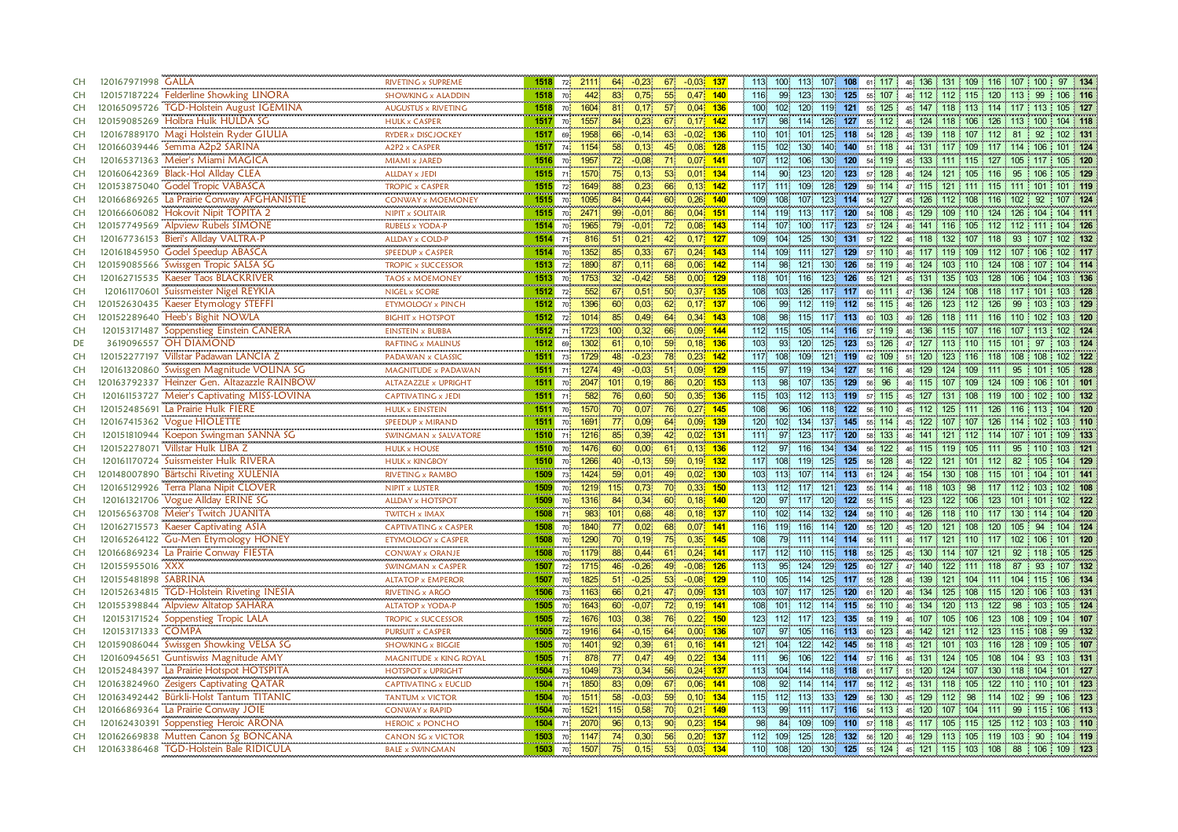| | | | | | | | | | | | | | | | | | | | | | | | | | | | | |
|---|---|---|---|---|---|---|---|---|---|---|---|---|---|---|---|---|---|---|---|---|---|---|---|---|---|---|---|---|
| CH | 120167971998 | GALLA | RIVETING x SUPREME | 1518 | 72 | 2111 | 64 | -0,23 | 67 | -0,03 | 137 | 113 | 100 | 113 | 107 | 108 | 61 | 117 | 46 | 136 | 131 | 109 | 116 | 107 | 100 | 97 | 134 |
| CH | 120157187224 | Felderline Showking LINORA | SHOWKING x ALADDIN | 1518 | 70 | 442 | 83 | 0,75 | 55 | 0,47 | 140 | 116 | 99 | 123 | 130 | 125 | 55 | 107 | 46 | 112 | 112 | 115 | 120 | 113 | 99 | 106 | 116 |
| CH | 120165095726 | TGD-Holstein August IGEMINA | AUGUSTUS x RIVETING | 1518 | 70 | 1604 | 81 | 0,17 | 57 | 0,04 | 136 | 100 | 102 | 120 | 119 | 121 | 55 | 125 | 45 | 147 | 118 | 113 | 114 | 117 | 113 | 105 | 127 |
| CH | 120159085269 | Holbra Hulk HULDA SG | HULK x CASPER | 1517 | 70 | 1557 | 84 | 0,23 | 67 | 0,17 | 142 | 117 | 98 | 114 | 126 | 127 | 55 | 112 | 46 | 124 | 118 | 106 | 126 | 113 | 100 | 104 | 118 |
| CH | 120167889170 | Magi Holstein Ryder GIULIA | RYDER x DISCJOCKEY | 1517 | 69 | 1958 | 66 | -0,14 | 63 | -0,02 | 136 | 110 | 101 | 101 | 125 | 118 | 54 | 128 | 45 | 139 | 118 | 107 | 112 | 81 | 92 | 102 | 131 |
| CH | 120166039446 | Semma A2p2 SARINA | A2P2 x CASPER | 1517 | 74 | 1154 | 58 | 0,13 | 45 | 0,08 | 128 | 115 | 102 | 130 | 140 | 140 | 51 | 118 | 44 | 131 | 117 | 109 | 117 | 114 | 106 | 101 | 124 |
| CH | 120165371363 | Meier's Miami MAGICA | MIAMI x JARED | 1516 | 70 | 1957 | 72 | -0,08 | 71 | 0,07 | 141 | 107 | 112 | 106 | 130 | 120 | 54 | 119 | 45 | 133 | 111 | 115 | 127 | 105 | 117 | 105 | 120 |
| CH | 120160642369 | Black-Hol Allday CLEA | ALLDAY x JEDI | 1515 | 71 | 1570 | 75 | 0,13 | 53 | 0,01 | 134 | 114 | 90 | 123 | 120 | 123 | 57 | 128 | 46 | 124 | 121 | 105 | 116 | 95 | 106 | 105 | 129 |
| CH | 120153875040 | Godel Tropic VABASCA | TROPIC x CASPER | 1515 | 72 | 1649 | 88 | 0,23 | 66 | 0,13 | 142 | 117 | 111 | 109 | 128 | 129 | 59 | 114 | 47 | 115 | 121 | 111 | 115 | 111 | 101 | 101 | 119 |
| CH | 120166869265 | La Prairie Conway AFGHANISTIE | CONWAY x MOEMONEY | 1515 | 70 | 1095 | 84 | 0,44 | 60 | 0,26 | 140 | 109 | 108 | 107 | 123 | 114 | 54 | 127 | 46 | 126 | 112 | 106 | 116 | 102 | 92 | 107 | 124 |
| CH | 120166606082 | Hokovit Nipit TOPITA 2 | NIPIT x SOLITAIR | 1515 | 70 | 2471 | 99 | -0,01 | 86 | 0,04 | 151 | 114 | 119 | 113 | 117 | 120 | 54 | 108 | 45 | 129 | 109 | 110 | 124 | 126 | 104 | 104 | 111 |
| CH | 120157749569 | Alpview Rubels SIMONE | RUBELS x YODA-P | 1514 | 70 | 1965 | 79 | -0,01 | 72 | 0,08 | 143 | 114 | 107 | 100 | 117 | 123 | 57 | 124 | 46 | 141 | 116 | 105 | 112 | 112 | 111 | 104 | 126 |
| CH | 120167736153 | Bieri's Allday VALTRA-P | ALLDAY x COLD-P | 1514 | 71 | 816 | 51 | 0,21 | 42 | 0,17 | 127 | 109 | 104 | 125 | 130 | 131 | 57 | 122 | 46 | 118 | 132 | 107 | 118 | 93 | 107 | 102 | 132 |
| CH | 120161845950 | Godel Speedup ABASCA | SPEEDUP x CASPER | 1514 | 70 | 1352 | 85 | 0,33 | 67 | 0,24 | 143 | 114 | 109 | 111 | 127 | 129 | 57 | 110 | 46 | 117 | 119 | 109 | 112 | 107 | 106 | 102 | 117 |
| CH | 120159085566 | Swissgen Tropic SALSA SG | TROPIC x SUCCESSOR | 1513 | 72 | 1890 | 87 | 0,11 | 68 | 0,06 | 142 | 114 | 98 | 121 | 130 | 126 | 58 | 119 | 46 | 124 | 103 | 110 | 124 | 108 | 107 | 104 | 114 |
| CH | 120162715535 | Kaeser Taos BLACKRIVER | TAOS x MOEMONEY | 1513 | 70 | 1753 | 32 | -0,42 | 58 | 0,00 | 129 | 118 | 101 | 116 | 123 | 126 | 55 | 121 | 45 | 131 | 135 | 103 | 128 | 106 | 104 | 103 | 136 |
| CH | 120161170601 | Suissmeister Nigel REYKIA | NIGEL x SCORE | 1512 | 72 | 552 | 67 | 0,51 | 50 | 0,37 | 135 | 108 | 103 | 126 | 117 | 117 | 60 | 111 | 47 | 136 | 124 | 108 | 118 | 117 | 101 | 103 | 128 |
| CH | 120152630435 | Kaeser Etymology STEFFI | ETYMOLOGY x PINCH | 1512 | 70 | 1396 | 60 | 0,03 | 62 | 0,17 | 137 | 106 | 99 | 112 | 119 | 112 | 56 | 115 | 46 | 126 | 123 | 112 | 126 | 99 | 103 | 103 | 129 |
| CH | 120152289640 | Heeb's Bighit NOWLA | BIGHIT x HOTSPOT | 1512 | 72 | 1014 | 85 | 0,49 | 64 | 0,34 | 143 | 108 | 98 | 115 | 117 | 113 | 60 | 103 | 49 | 126 | 118 | 111 | 116 | 110 | 102 | 103 | 120 |
| CH | 120153171487 | Soppenstieg Einstein CANERA | EINSTEIN x BUBBA | 1512 | 71 | 1723 | 100 | 0,32 | 66 | 0,09 | 144 | 112 | 115 | 105 | 114 | 116 | 57 | 119 | 46 | 136 | 115 | 107 | 116 | 107 | 113 | 102 | 124 |
| DE | 3619096557 | OH DIAMOND | RAFTING x MALINUS | 1512 | 69 | 1302 | 61 | 0,10 | 59 | 0,18 | 136 | 103 | 93 | 120 | 125 | 123 | 53 | 126 | 47 | 127 | 113 | 110 | 115 | 101 | 97 | 103 | 124 |
| CH | 120152277197 | Villstar Padawan LANCIA Z | PADAWAN x CLASSIC | 1511 | 73 | 1729 | 48 | -0,23 | 78 | 0,23 | 142 | 117 | 108 | 109 | 121 | 119 | 62 | 109 | 51 | 120 | 123 | 116 | 118 | 108 | 108 | 102 | 122 |
| CH | 120161320860 | Swissgen Magnitude VOLINA SG | MAGNITUDE x PADAWAN | 1511 | 71 | 1274 | 49 | -0,03 | 51 | 0,09 | 129 | 115 | 97 | 119 | 134 | 127 | 56 | 116 | 46 | 129 | 124 | 109 | 111 | 95 | 101 | 105 | 128 |
| CH | 120163792337 | Heinzer Gen. Altazazzle RAINBOW | ALTAZAZZLE x UPRIGHT | 1511 | 70 | 2047 | 101 | 0,19 | 86 | 0,20 | 153 | 113 | 98 | 107 | 135 | 129 | 56 | 96 | 46 | 115 | 107 | 109 | 124 | 109 | 106 | 101 | 101 |
| CH | 120161153727 | Meier's Captivating MISS-LOVINA | CAPTIVATING x JEDI | 1511 | 71 | 582 | 76 | 0,60 | 50 | 0,35 | 136 | 115 | 103 | 112 | 113 | 119 | 57 | 115 | 45 | 127 | 131 | 108 | 119 | 100 | 102 | 100 | 132 |
| CH | 120152485691 | La Prairie Hulk FIERE | HULK x EINSTEIN | 1511 | 70 | 1570 | 70 | 0,07 | 76 | 0,27 | 145 | 108 | 96 | 106 | 118 | 122 | 56 | 110 | 45 | 112 | 125 | 111 | 126 | 116 | 113 | 104 | 120 |
| CH | 120167415362 | Vogue HIOLETTE | SPEEDUP x MIRAND | 1511 | 70 | 1691 | 77 | 0,09 | 64 | 0,09 | 139 | 120 | 102 | 134 | 137 | 145 | 55 | 114 | 45 | 122 | 107 | 107 | 126 | 114 | 102 | 103 | 110 |
| CH | 120151810944 | Koepon Swingman SANNA SG | SWINGMAN x SALVATORE | 1510 | 71 | 1216 | 85 | 0,39 | 42 | 0,02 | 131 | 111 | 97 | 123 | 117 | 120 | 58 | 133 | 46 | 141 | 121 | 112 | 114 | 107 | 101 | 109 | 133 |
| CH | 120152278071 | Villstar Hulk LIBA Z | HULK x HOUSE | 1510 | 70 | 1476 | 60 | 0,00 | 61 | 0,13 | 136 | 112 | 97 | 116 | 134 | 134 | 56 | 122 | 46 | 115 | 119 | 105 | 111 | 95 | 110 | 103 | 121 |
| CH | 120161170724 | Suissmeister Hulk RIVERA | HULK x KINGBOY | 1510 | 70 | 1266 | 40 | -0,13 | 59 | 0,19 | 132 | 117 | 108 | 119 | 125 | 125 | 56 | 128 | 46 | 122 | 121 | 101 | 112 | 82 | 105 | 104 | 129 |
| CH | 120148007890 | Bärtschi Riveting XULENIA | RIVETING x RAMBO | 1509 | 73 | 1424 | 59 | 0,01 | 49 | 0,02 | 130 | 103 | 113 | 107 | 114 | 113 | 61 | 124 | 46 | 154 | 130 | 108 | 115 | 101 | 104 | 101 | 141 |
| CH | 120165129926 | Terra Plana Nipit CLOVER | NIPIT x LUSTER | 1509 | 70 | 1219 | 115 | 0,73 | 70 | 0,33 | 150 | 113 | 112 | 117 | 121 | 123 | 55 | 114 | 46 | 118 | 103 | 98 | 117 | 112 | 103 | 102 | 108 |
| CH | 120161321706 | Vogue Allday ERINE SG | ALLDAY x HOTSPOT | 1509 | 70 | 1316 | 84 | 0,34 | 60 | 0,18 | 140 | 120 | 97 | 117 | 120 | 122 | 55 | 115 | 46 | 123 | 122 | 106 | 123 | 101 | 101 | 102 | 122 |
| CH | 120156563708 | Meier's Twitch JUANITA | TWITCH x IMAX | 1508 | 71 | 983 | 101 | 0,68 | 48 | 0,18 | 137 | 110 | 102 | 114 | 132 | 124 | 58 | 110 | 46 | 126 | 118 | 110 | 117 | 130 | 114 | 104 | 120 |
| CH | 120162715573 | Kaeser Captivating ASIA | CAPTIVATING x CASPER | 1508 | 70 | 1840 | 77 | 0,02 | 68 | 0,07 | 141 | 116 | 119 | 116 | 114 | 120 | 55 | 120 | 45 | 120 | 121 | 108 | 120 | 105 | 94 | 104 | 124 |
| CH | 120165264122 | Gu-Men Etymology HONEY | ETYMOLOGY x CASPER | 1508 | 70 | 1290 | 70 | 0,19 | 75 | 0,35 | 145 | 108 | 79 | 111 | 114 | 114 | 56 | 111 | 46 | 117 | 121 | 110 | 117 | 102 | 106 | 101 | 120 |
| CH | 120166869234 | La Prairie Conway FIESTA | CONWAY x ORANJE | 1508 | 70 | 1179 | 88 | 0,44 | 61 | 0,24 | 141 | 117 | 112 | 110 | 115 | 118 | 55 | 125 | 45 | 130 | 114 | 107 | 121 | 92 | 118 | 105 | 125 |
| CH | 120155955016 | XXX | SWINGMAN x CASPER | 1507 | 72 | 1715 | 46 | -0,26 | 49 | -0,08 | 126 | 113 | 95 | 124 | 129 | 125 | 60 | 127 | 47 | 140 | 122 | 111 | 118 | 87 | 93 | 107 | 132 |
| CH | 120155481898 | SABRINA | ALTATOP x EMPEROR | 1507 | 70 | 1825 | 51 | -0,25 | 53 | -0,08 | 129 | 110 | 105 | 114 | 125 | 117 | 55 | 128 | 46 | 139 | 121 | 104 | 111 | 104 | 115 | 106 | 134 |
| CH | 120152634815 | TGD-Holstein Riveting INESIA | RIVETING x ARGO | 1506 | 73 | 1163 | 66 | 0,21 | 47 | 0,09 | 131 | 103 | 107 | 117 | 125 | 120 | 61 | 120 | 46 | 134 | 125 | 108 | 115 | 120 | 106 | 103 | 131 |
| CH | 120155398844 | Alpview Altatop SAHARA | ALTATOP x YODA-P | 1505 | 70 | 1643 | 60 | -0,07 | 72 | 0,19 | 141 | 108 | 101 | 112 | 114 | 115 | 56 | 110 | 46 | 134 | 120 | 113 | 122 | 98 | 103 | 105 | 124 |
| CH | 120153171524 | Soppenstieg Tropic LALA | TROPIC x SUCCESSOR | 1505 | 72 | 1676 | 103 | 0,38 | 76 | 0,22 | 150 | 123 | 112 | 117 | 123 | 135 | 58 | 119 | 46 | 107 | 105 | 106 | 123 | 108 | 109 | 104 | 107 |
| CH | 120153171333 | COMPA | PURSUIT x CASPER | 1505 | 72 | 1916 | 64 | -0,15 | 64 | 0,00 | 136 | 107 | 97 | 105 | 116 | 113 | 60 | 123 | 46 | 142 | 121 | 112 | 123 | 115 | 108 | 99 | 132 |
| CH | 120159086044 | Swissgen Showking VELSA SG | SHOWKING x BIGGIE | 1505 | 70 | 1401 | 92 | 0,39 | 61 | 0,16 | 141 | 121 | 104 | 122 | 142 | 145 | 56 | 118 | 45 | 121 | 101 | 103 | 116 | 128 | 109 | 105 | 107 |
| CH | 120160945651 | Guntiswiss Magnitude AMY | MAGNITUDE x KING ROYAL | 1505 | 71 | 878 | 77 | 0,47 | 49 | 0,22 | 134 | 111 | 96 | 106 | 122 | 114 | 57 | 116 | 46 | 131 | 124 | 105 | 108 | 104 | 93 | 103 | 131 |
| CH | 120152484397 | La Prairie Hotspot HOTSPITA | HOTSPOT x UPRIGHT | 1504 | 73 | 1049 | 73 | 0,34 | 56 | 0,24 | 137 | 113 | 104 | 114 | 118 | 118 | 61 | 117 | 51 | 120 | 124 | 107 | 130 | 118 | 104 | 101 | 127 |
| CH | 120163824960 | Zesigers Captivating QATAR | CAPTIVATING x EUCLID | 1504 | 71 | 1850 | 83 | 0,09 | 67 | 0,06 | 141 | 108 | 92 | 114 | 114 | 117 | 56 | 112 | 45 | 131 | 118 | 105 | 122 | 110 | 110 | 101 | 123 |
| CH | 120163492442 | Bürkli-Holst Tantum TITANIC | TANTUM x VICTOR | 1504 | 70 | 1511 | 58 | -0,03 | 59 | 0,10 | 134 | 115 | 112 | 113 | 133 | 129 | 56 | 130 | 45 | 129 | 112 | 98 | 114 | 102 | 99 | 106 | 123 |
| CH | 120166869364 | La Prairie Conway JOIE | CONWAY x RAPID | 1504 | 70 | 1521 | 115 | 0,58 | 70 | 0,21 | 149 | 113 | 99 | 111 | 117 | 116 | 54 | 113 | 45 | 120 | 107 | 104 | 111 | 99 | 115 | 106 | 113 |
| CH | 120162430391 | Soppenstieg Heroic ARONA | HEROIC x PONCHO | 1504 | 71 | 2070 | 96 | 0,13 | 90 | 0,23 | 154 | 98 | 84 | 109 | 109 | 110 | 57 | 118 | 45 | 117 | 105 | 115 | 125 | 112 | 103 | 103 | 110 |
| CH | 120162669838 | Mutten Canon Sg BONCANA | CANON SG x VICTOR | 1503 | 70 | 1147 | 74 | 0,30 | 56 | 0,20 | 137 | 112 | 109 | 125 | 128 | 132 | 56 | 120 | 46 | 129 | 113 | 105 | 119 | 103 | 90 | 104 | 119 |
| CH | 120163386468 | TGD-Holstein Bale RIDICULA | BALE x SWINGMAN | 1503 | 70 | 1507 | 75 | 0,15 | 53 | 0,03 | 134 | 110 | 108 | 120 | 130 | 125 | 55 | 124 | 45 | 121 | 115 | 103 | 108 | 88 | 106 | 109 | 123 |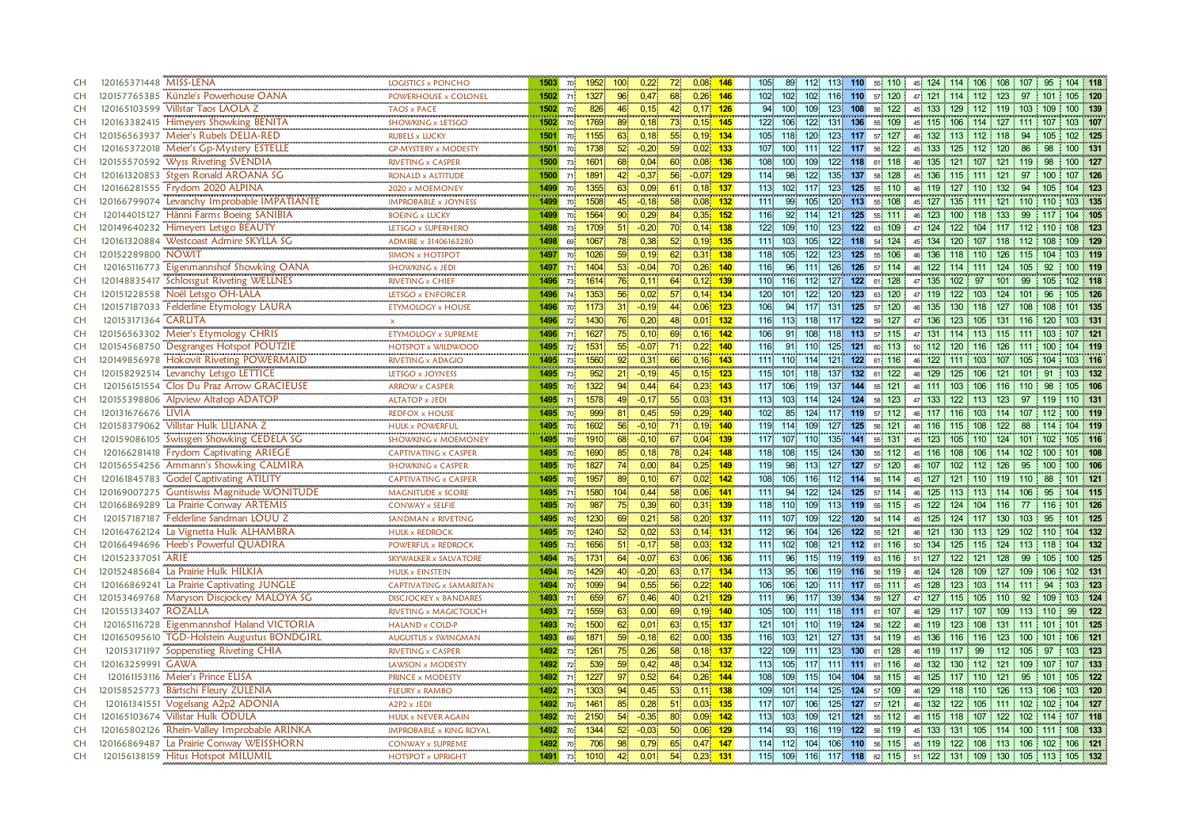| | | | | | | | | | | | | | | | | | | | | | | | | | | | | |
|---|---|---|---|---|---|---|---|---|---|---|---|---|---|---|---|---|---|---|---|---|---|---|---|---|---|---|---|---|
| CH | 120165371448 | MISS-LENA | LOGISTICS x PONCHO | 1503 | 70 | 1952 | 100 | 0,22 | 72 | 0,08 | 146 | 105 | 89 | 112 | 113 | 110 | 55 | 110 | 45 | 124 | 114 | 106 | 108 | 107 | 95 | 104 | 118 |
| CH | 120157765385 | Künzle's Powerhouse OANA | POWERHOUSE x COLONEL | 1502 | 71 | 1327 | 96 | 0,47 | 68 | 0,26 | 146 | 102 | 102 | 102 | 116 | 110 | 57 | 120 | 47 | 121 | 114 | 112 | 123 | 97 | 101 | 105 | 120 |
| CH | 120165103599 | Villstar Taos LAOLA Z | TAOS x PACE | 1502 | 70 | 826 | 46 | 0,15 | 42 | 0,17 | 126 | 94 | 100 | 109 | 123 | 108 | 56 | 122 | 45 | 133 | 129 | 112 | 119 | 103 | 109 | 100 | 139 |
| CH | 120163382415 | Himeyers Showking BENITA | SHOWKING x LETSGO | 1502 | 70 | 1769 | 89 | 0,18 | 73 | 0,15 | 145 | 122 | 106 | 122 | 131 | 136 | 55 | 109 | 45 | 115 | 106 | 114 | 127 | 111 | 107 | 103 | 107 |
| CH | 120156563937 | Meier's Rubels DELIA-RED | RUBELS x LUCKY | 1501 | 70 | 1155 | 63 | 0,18 | 55 | 0,19 | 134 | 105 | 118 | 120 | 123 | 117 | 57 | 127 | 46 | 132 | 113 | 112 | 118 | 94 | 105 | 102 | 125 |
| CH | 120165372018 | Meier's Gp-Mystery ESTELLE | GP-MYSTERY x MODESTY | 1501 | 70 | 1738 | 52 | -0,20 | 59 | 0,02 | 133 | 107 | 100 | 111 | 122 | 117 | 56 | 122 | 45 | 133 | 125 | 112 | 120 | 86 | 98 | 100 | 131 |
| CH | 120155570592 | Wyss Riveting SVENDIA | RIVETING x CASPER | 1500 | 73 | 1601 | 68 | 0,04 | 60 | 0,08 | 136 | 108 | 100 | 109 | 122 | 118 | 61 | 118 | 46 | 135 | 121 | 107 | 121 | 119 | 98 | 100 | 127 |
| CH | 120161320853 | Stgen Ronald AROANA SG | RONALD x ALTITUDE | 1500 | 71 | 1891 | 42 | -0,37 | 56 | -0,07 | 129 | 114 | 98 | 122 | 135 | 137 | 58 | 128 | 45 | 136 | 115 | 111 | 121 | 97 | 100 | 107 | 126 |
| CH | 120166281555 | Frydom 2020 ALPINA | 2020 x MOEMONEY | 1499 | 70 | 1355 | 63 | 0,09 | 61 | 0,18 | 137 | 113 | 102 | 117 | 123 | 125 | 55 | 110 | 46 | 119 | 127 | 110 | 132 | 94 | 105 | 104 | 123 |
| CH | 120166799074 | Levanchy Improbable IMPATIANTE | IMPROBABLE x JOYNESS | 1499 | 70 | 1508 | 45 | -0,18 | 58 | 0,08 | 132 | 111 | 99 | 105 | 120 | 113 | 55 | 108 | 45 | 127 | 135 | 111 | 121 | 110 | 110 | 103 | 135 |
| CH | 120144015127 | Hänni Farms Boeing SANIBIA | BOEING x LUCKY | 1499 | 70 | 1564 | 90 | 0,29 | 84 | 0,35 | 152 | 116 | 92 | 114 | 121 | 125 | 55 | 111 | 46 | 123 | 100 | 118 | 133 | 99 | 117 | 104 | 105 |
| CH | 120149640232 | Himeyers Letsgo BEAUTY | LETSGO x SUPERHERO | 1498 | 73 | 1709 | 51 | -0,20 | 70 | 0,14 | 138 | 122 | 109 | 110 | 123 | 122 | 63 | 109 | 47 | 124 | 122 | 104 | 117 | 112 | 110 | 108 | 123 |
| CH | 120161320884 | Westcoast Admire SKYLLA SG | ADMIRE x 31406163280 | 1498 | 69 | 1067 | 78 | 0,38 | 52 | 0,19 | 135 | 111 | 103 | 105 | 122 | 118 | 54 | 124 | 45 | 134 | 120 | 107 | 118 | 112 | 108 | 109 | 129 |
| CH | 120152289800 | NOWIT | SIMON x HOTSPOT | 1497 | 70 | 1026 | 59 | 0,19 | 62 | 0,31 | 138 | 118 | 105 | 122 | 123 | 125 | 55 | 106 | 46 | 136 | 118 | 110 | 126 | 115 | 104 | 103 | 119 |
| CH | 120165116773 | Eigenmannshof Showking OANA | SHOWKING x JEDI | 1497 | 71 | 1404 | 53 | -0,04 | 70 | 0,26 | 140 | 116 | 96 | 111 | 126 | 126 | 57 | 114 | 46 | 122 | 114 | 111 | 124 | 105 | 92 | 100 | 119 |
| CH | 120148835417 | Schlossgut Riveting WELLNES | RIVETING x CHIEF | 1496 | 73 | 1614 | 76 | 0,11 | 64 | 0,12 | 139 | 110 | 116 | 112 | 127 | 122 | 61 | 128 | 47 | 135 | 102 | 97 | 101 | 99 | 105 | 102 | 118 |
| CH | 120151228558 | Noël Letsgo OH-LALA | LETSGO x ENFORCER | 1496 | 74 | 1353 | 56 | 0,02 | 57 | 0,14 | 134 | 120 | 101 | 122 | 120 | 123 | 63 | 120 | 47 | 119 | 122 | 103 | 124 | 101 | 96 | 105 | 126 |
| CH | 120157187033 | Felderline Etymology LAURA | ETYMOLOGY x HOUSE | 1496 | 70 | 1173 | 31 | -0,19 | 44 | 0,06 | 123 | 106 | 94 | 117 | 131 | 125 | 57 | 120 | 46 | 135 | 130 | 118 | 127 | 108 | 108 | 101 | 135 |
| CH | 120153171364 | CARLITA | x | 1496 | 72 | 1430 | 76 | 0,20 | 48 | 0,01 | 132 | 116 | 113 | 118 | 117 | 122 | 59 | 127 | 47 | 136 | 123 | 105 | 131 | 116 | 120 | 103 | 131 |
| CH | 120156563302 | Meier's Etymology CHRIS | ETYMOLOGY x SUPREME | 1496 | 71 | 1627 | 75 | 0,10 | 69 | 0,16 | 142 | 106 | 91 | 108 | 118 | 113 | 57 | 115 | 47 | 131 | 114 | 113 | 115 | 111 | 103 | 107 | 121 |
| CH | 120154568750 | Desgranges Hotspot POUTZIE | HOTSPOT x WILDWOOD | 1495 | 72 | 1531 | 55 | -0,07 | 71 | 0,22 | 140 | 116 | 91 | 110 | 125 | 121 | 60 | 113 | 50 | 112 | 120 | 116 | 126 | 111 | 100 | 104 | 119 |
| CH | 120149856978 | Hokovit Riveting POWERMAID | RIVETING x ADAGIO | 1495 | 72 | 1560 | 92 | 0,31 | 66 | 0,16 | 143 | 111 | 110 | 114 | 121 | 122 | 61 | 116 | 46 | 122 | 111 | 103 | 107 | 105 | 104 | 103 | 116 |
| CH | 120158292514 | Levanchy Letsgo LETTICE | LETSGO x JOYNESS | 1495 | 73 | 952 | 21 | -0,19 | 45 | 0,15 | 123 | 115 | 101 | 118 | 137 | 132 | 61 | 122 | 46 | 129 | 125 | 106 | 121 | 101 | 91 | 103 | 132 |
| CH | 120156151554 | Clos Du Praz Arrow GRACIEUSE | ARROW x CASPER | 1495 | 70 | 1322 | 94 | 0,44 | 64 | 0,23 | 143 | 117 | 106 | 119 | 137 | 144 | 55 | 121 | 46 | 111 | 103 | 106 | 116 | 110 | 98 | 105 | 106 |
| CH | 120155398806 | Alpview Altatop ADATOP | ALTATOP x JEDI | 1495 | 71 | 1578 | 49 | -0,17 | 55 | 0,03 | 131 | 113 | 103 | 114 | 124 | 124 | 58 | 123 | 47 | 133 | 122 | 113 | 123 | 97 | 119 | 110 | 131 |
| CH | 120131676676 | LIVIA | REDFOX x HOUSE | 1495 | 70 | 999 | 81 | 0,45 | 59 | 0,29 | 140 | 102 | 85 | 124 | 117 | 119 | 57 | 112 | 46 | 117 | 116 | 103 | 114 | 107 | 112 | 100 | 119 |
| CH | 120158379062 | Villstar Hulk LILIANA Z | HULK x POWERFUL | 1495 | 70 | 1602 | 56 | -0,10 | 71 | 0,19 | 140 | 119 | 114 | 109 | 127 | 125 | 56 | 121 | 46 | 116 | 115 | 108 | 122 | 88 | 114 | 104 | 119 |
| CH | 120159086105 | Swissgen Showking CEDELA SG | SHOWKING x MOEMONEY | 1495 | 70 | 1910 | 68 | -0,10 | 67 | 0,04 | 139 | 117 | 107 | 110 | 135 | 141 | 55 | 131 | 45 | 123 | 105 | 110 | 124 | 101 | 102 | 105 | 116 |
| CH | 120166281418 | Frydom Captivating ARIEGE | CAPTIVATING x CASPER | 1495 | 70 | 1690 | 85 | 0,18 | 78 | 0,24 | 148 | 118 | 108 | 115 | 124 | 130 | 55 | 112 | 45 | 116 | 108 | 106 | 114 | 102 | 100 | 101 | 108 |
| CH | 120156554256 | Ammann's Showking CALMIRA | SHOWKING x CASPER | 1495 | 70 | 1827 | 74 | 0,00 | 84 | 0,25 | 149 | 119 | 98 | 113 | 127 | 127 | 57 | 120 | 46 | 107 | 102 | 112 | 126 | 95 | 100 | 100 | 106 |
| CH | 120161845783 | Godel Captivating ATILITY | CAPTIVATING x CASPER | 1495 | 70 | 1957 | 89 | 0,10 | 67 | 0,02 | 142 | 108 | 105 | 116 | 112 | 114 | 56 | 114 | 45 | 127 | 121 | 110 | 119 | 110 | 88 | 101 | 121 |
| CH | 120169007275 | Guntiswiss Magnitude WONITUDE | MAGNITUDE x SCORE | 1495 | 71 | 1580 | 104 | 0,44 | 58 | 0,06 | 141 | 111 | 94 | 122 | 124 | 125 | 57 | 114 | 46 | 125 | 113 | 113 | 114 | 106 | 95 | 104 | 115 |
| CH | 120166869289 | La Prairie Conway ARTEMIS | CONWAY x SELFIE | 1495 | 70 | 987 | 75 | 0,39 | 60 | 0,31 | 139 | 118 | 110 | 109 | 113 | 119 | 55 | 115 | 45 | 122 | 124 | 104 | 116 | 77 | 116 | 101 | 126 |
| CH | 120157187187 | Felderline Sandman LOUU Z | SANDMAN x RIVETING | 1495 | 70 | 1230 | 69 | 0,21 | 58 | 0,20 | 137 | 111 | 107 | 109 | 122 | 120 | 54 | 114 | 45 | 125 | 124 | 117 | 130 | 103 | 95 | 101 | 125 |
| CH | 120164762124 | La Vignetta Hulk ALHAMBRA | HULK x REDROCK | 1495 | 70 | 1240 | 52 | 0,02 | 53 | 0,14 | 131 | 112 | 96 | 104 | 126 | 122 | 55 | 121 | 46 | 121 | 130 | 113 | 129 | 102 | 110 | 104 | 132 |
| CH | 120166494696 | Heeb's Powerful QUADIRA | POWERFUL x REDROCK | 1495 | 73 | 1656 | 51 | -0,17 | 58 | 0,03 | 132 | 111 | 102 | 108 | 121 | 112 | 61 | 116 | 50 | 134 | 125 | 115 | 124 | 113 | 118 | 104 | 132 |
| CH | 120152337051 | ARIE | SKYWALKER x SALVATORE | 1494 | 75 | 1731 | 64 | -0,07 | 63 | 0,06 | 136 | 111 | 96 | 115 | 119 | 119 | 63 | 116 | 51 | 127 | 122 | 121 | 128 | 99 | 105 | 100 | 125 |
| CH | 120152485684 | La Prairie Hulk HILKIA | HULK x EINSTEIN | 1494 | 70 | 1429 | 40 | -0,20 | 63 | 0,17 | 134 | 113 | 95 | 106 | 119 | 116 | 56 | 119 | 46 | 124 | 128 | 109 | 127 | 109 | 106 | 102 | 131 |
| CH | 120166869241 | La Prairie Captivating JUNGLE | CAPTIVATING x SAMARITAN | 1494 | 70 | 1099 | 94 | 0,55 | 56 | 0,22 | 140 | 106 | 106 | 120 | 111 | 117 | 55 | 111 | 45 | 128 | 123 | 103 | 114 | 111 | 94 | 103 | 123 |
| CH | 120153469768 | Maryson Discjockey MALOYA SG | DISCJOCKEY x BANDARES | 1493 | 71 | 659 | 67 | 0,46 | 40 | 0,21 | 129 | 111 | 96 | 117 | 139 | 134 | 59 | 127 | 47 | 127 | 115 | 105 | 110 | 92 | 109 | 103 | 124 |
| CH | 120155133407 | ROZALLA | RIVETING x MAGICTOUCH | 1493 | 72 | 1559 | 63 | 0,00 | 69 | 0,19 | 140 | 105 | 100 | 111 | 118 | 111 | 61 | 107 | 46 | 129 | 117 | 107 | 109 | 113 | 110 | 99 | 122 |
| CH | 120165116728 | Eigenmannshof Haland VICTORIA | HALAND x COLD-P | 1493 | 70 | 1500 | 62 | 0,01 | 63 | 0,15 | 137 | 121 | 101 | 110 | 119 | 124 | 56 | 122 | 46 | 119 | 123 | 108 | 131 | 111 | 101 | 101 | 125 |
| CH | 120165095610 | TGD-Holstein Augustus BONDGIRL | AUGUSTUS x SWINGMAN | 1493 | 69 | 1871 | 59 | -0,18 | 62 | 0,00 | 135 | 116 | 103 | 121 | 127 | 131 | 54 | 119 | 45 | 136 | 116 | 116 | 123 | 100 | 101 | 106 | 121 |
| CH | 120153171197 | Soppenstieg Riveting CHIA | RIVETING x CASPER | 1492 | 73 | 1261 | 75 | 0,26 | 58 | 0,18 | 137 | 122 | 109 | 111 | 123 | 130 | 61 | 128 | 46 | 119 | 117 | 99 | 112 | 105 | 97 | 103 | 123 |
| CH | 120163259991 | GAWA | LAWSON x MODESTY | 1492 | 72 | 539 | 59 | 0,42 | 48 | 0,34 | 132 | 113 | 105 | 117 | 111 | 111 | 61 | 116 | 48 | 132 | 130 | 112 | 121 | 109 | 107 | 107 | 133 |
| CH | 120161153116 | Meier's Prince ELISA | PRINCE x MODESTY | 1492 | 71 | 1227 | 97 | 0,52 | 64 | 0,26 | 144 | 108 | 109 | 115 | 104 | 104 | 58 | 115 | 46 | 125 | 117 | 110 | 121 | 95 | 101 | 105 | 122 |
| CH | 120158525773 | Bärtschi Fleury ZULENIA | FLEURY x RAMBO | 1492 | 71 | 1303 | 94 | 0,45 | 53 | 0,11 | 138 | 109 | 101 | 114 | 125 | 124 | 57 | 109 | 46 | 129 | 118 | 110 | 126 | 113 | 106 | 103 | 120 |
| CH | 120161341551 | Vogelsang A2p2 ADONIA | A2P2 x JEDI | 1492 | 70 | 1461 | 85 | 0,28 | 51 | 0,03 | 135 | 117 | 107 | 106 | 125 | 127 | 57 | 121 | 46 | 132 | 122 | 105 | 111 | 102 | 102 | 104 | 127 |
| CH | 120165103674 | Villstar Hulk ODULA | HULK x NEVER AGAIN | 1492 | 70 | 2150 | 54 | -0,35 | 80 | 0,09 | 142 | 113 | 103 | 109 | 121 | 121 | 55 | 112 | 46 | 115 | 118 | 107 | 122 | 102 | 114 | 107 | 118 |
| CH | 120165802126 | Rhein-Valley Improbable ARINKA | IMPROBABLE x KING ROYAL | 1492 | 70 | 1344 | 52 | -0,03 | 50 | 0,06 | 129 | 114 | 93 | 116 | 119 | 122 | 56 | 119 | 45 | 133 | 131 | 105 | 114 | 100 | 111 | 108 | 133 |
| CH | 120166869487 | La Prairie Conway WEISSHORN | CONWAY x SUPREME | 1492 | 70 | 706 | 98 | 0,79 | 65 | 0,47 | 147 | 114 | 112 | 104 | 106 | 110 | 56 | 115 | 45 | 119 | 122 | 108 | 113 | 106 | 102 | 106 | 121 |
| CH | 120156138159 | Hitus Hotspot MILUMIL | HOTSPOT x UPRIGHT | 1491 | 73 | 1010 | 42 | 0,01 | 54 | 0,23 | 131 | 115 | 109 | 116 | 117 | 118 | 62 | 115 | 51 | 122 | 131 | 109 | 130 | 105 | 113 | 105 | 132 |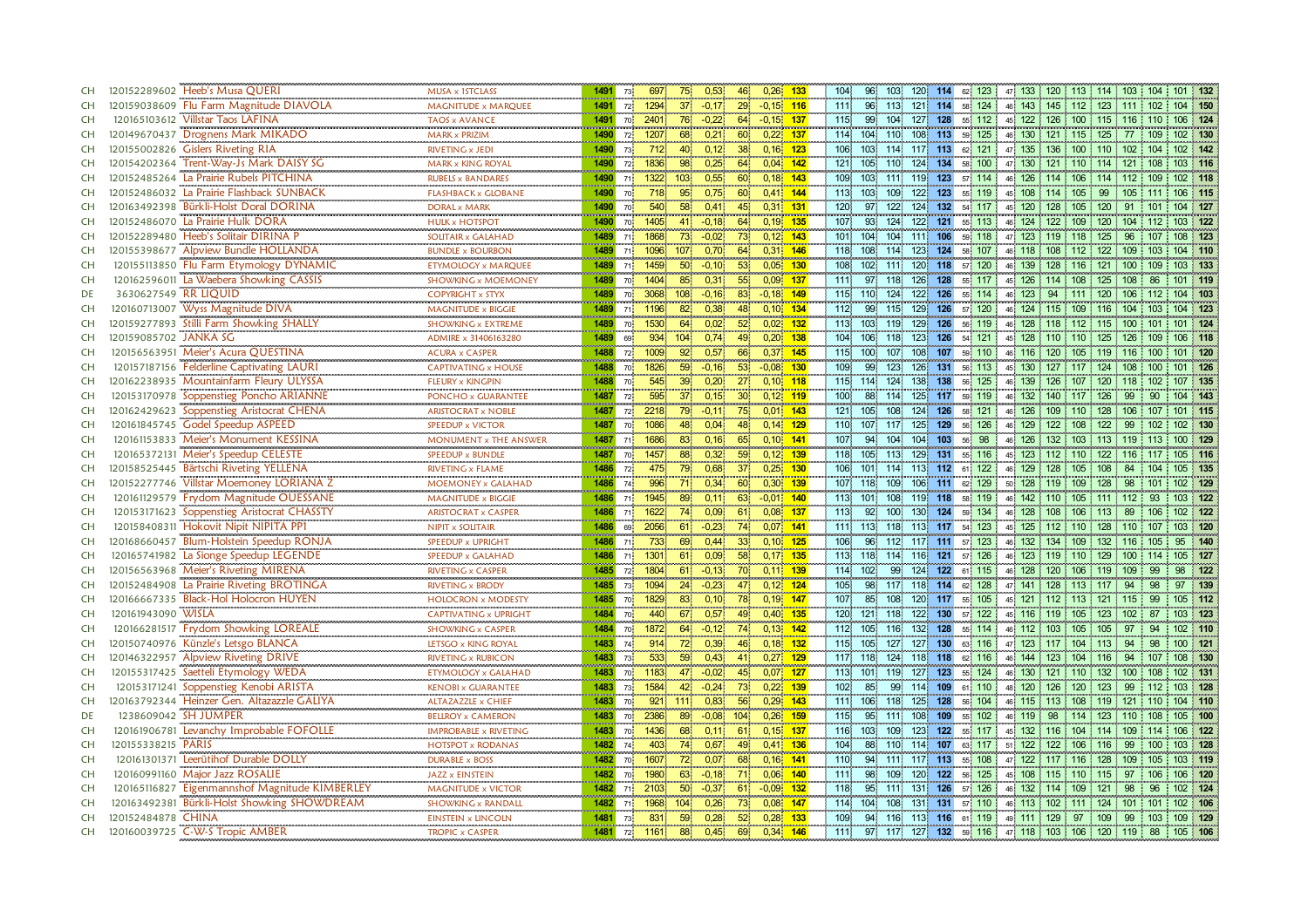| | | | | | | | | | | | | | | | | | | | | | | | | | | | | | | |
|---|---|---|---|---|---|---|---|---|---|---|---|---|---|---|---|---|---|---|---|---|---|---|---|---|---|---|---|---|---|---|
| CH | 120152289602 | Heeb's Musa QUERI | MUSA x 1STCLASS | 1491 | 73 | 697 | 75 | 0,53 | 46 | 0,26 | 133 | 104 | 96 | 103 | 120 | 114 | 62 | 123 | 47 | 133 | 120 | 113 | 114 | 103 | 104 | 101 | 132 |
| CH | 120159038609 | Flu Farm Magnitude DIAVOLA | MAGNITUDE x MARQUEE | 1491 | 72 | 1294 | 37 | -0,17 | 29 | -0,15 | 116 | 111 | 96 | 113 | 121 | 114 | 58 | 124 | 46 | 143 | 145 | 112 | 123 | 111 | 102 | 104 | 150 |
| CH | 120165103612 | Villstar Taos LAFINA | TAOS x AVANCE | 1491 | 70 | 2401 | 76 | -0,22 | 64 | -0,15 | 137 | 115 | 99 | 104 | 127 | 128 | 55 | 112 | 45 | 122 | 126 | 100 | 115 | 116 | 110 | 106 | 124 |
| CH | 120149670437 | Drognens Mark MIKADO | MARK x PRIZIM | 1490 | 72 | 1207 | 68 | 0,21 | 60 | 0,22 | 137 | 114 | 104 | 110 | 108 | 113 | 59 | 125 | 46 | 130 | 121 | 115 | 125 | 77 | 109 | 102 | 130 |
| CH | 120155002826 | Gislers Riveting RIA | RIVETING x JEDI | 1490 | 73 | 712 | 40 | 0,12 | 38 | 0,16 | 123 | 106 | 103 | 114 | 117 | 113 | 62 | 121 | 47 | 135 | 136 | 100 | 110 | 102 | 104 | 102 | 142 |
| CH | 120154202364 | Trent-Way-Js Mark DAISY SG | MARK x KING ROYAL | 1490 | 72 | 1836 | 98 | 0,25 | 64 | 0,04 | 142 | 121 | 105 | 110 | 124 | 134 | 58 | 100 | 47 | 130 | 121 | 110 | 114 | 121 | 108 | 103 | 116 |
| CH | 120152485264 | La Prairie Rubels PITCHINA | RUBELS x BANDARES | 1490 | 71 | 1322 | 103 | 0,55 | 60 | 0,18 | 143 | 109 | 103 | 111 | 119 | 123 | 57 | 114 | 46 | 126 | 114 | 106 | 114 | 112 | 109 | 102 | 118 |
| CH | 120152486032 | La Prairie Flashback SUNBACK | FLASHBACK x GLOBANE | 1490 | 70 | 718 | 95 | 0,75 | 60 | 0,41 | 144 | 113 | 103 | 109 | 122 | 123 | 55 | 119 | 45 | 108 | 114 | 105 | 99 | 105 | 111 | 106 | 115 |
| CH | 120163492398 | Bürkli-Holst Doral DORINA | DORAL x MARK | 1490 | 70 | 540 | 58 | 0,41 | 45 | 0,31 | 131 | 120 | 97 | 122 | 124 | 132 | 54 | 117 | 45 | 120 | 128 | 105 | 120 | 91 | 101 | 104 | 127 |
| CH | 120152486070 | La Prairie Hulk DORA | HULK x HOTSPOT | 1490 | 70 | 1405 | 41 | -0,18 | 64 | 0,19 | 135 | 107 | 93 | 124 | 122 | 121 | 55 | 113 | 46 | 124 | 122 | 109 | 120 | 104 | 112 | 103 | 122 |
| CH | 120152289480 | Heeb's Solitair DIRINA P | SOLITAIR x GALAHAD | 1489 | 71 | 1868 | 73 | -0,02 | 73 | 0,12 | 143 | 101 | 104 | 104 | 111 | 106 | 59 | 118 | 47 | 123 | 119 | 118 | 125 | 96 | 107 | 108 | 123 |
| CH | 120155398677 | Alpview Bundle HOLLANDA | BUNDLE x BOURBON | 1489 | 71 | 1096 | 107 | 0,70 | 64 | 0,31 | 146 | 118 | 108 | 114 | 123 | 124 | 58 | 107 | 46 | 118 | 108 | 112 | 122 | 109 | 103 | 104 | 110 |
| CH | 120155113850 | Flu Farm Etymology DYNAMIC | ETYMOLOGY x MARQUEE | 1489 | 71 | 1459 | 50 | -0,10 | 53 | 0,05 | 130 | 108 | 102 | 111 | 120 | 118 | 57 | 120 | 46 | 139 | 128 | 116 | 121 | 100 | 109 | 103 | 133 |
| CH | 120162596011 | La Waebera Showking CASSIS | SHOWKING x MOEMONEY | 1489 | 70 | 1404 | 85 | 0,31 | 55 | 0,09 | 137 | 111 | 97 | 118 | 126 | 128 | 55 | 117 | 45 | 126 | 114 | 108 | 125 | 108 | 86 | 101 | 119 |
| DE | 3630627549 | RR LIQUID | COPYRIGHT x STYX | 1489 | 70 | 3068 | 108 | -0,16 | 83 | -0,18 | 149 | 115 | 110 | 124 | 122 | 126 | 55 | 114 | 46 | 123 | 94 | 111 | 120 | 106 | 112 | 104 | 103 |
| CH | 120160713007 | Wyss Magnitude DIVA | MAGNITUDE x BIGGIE | 1489 | 71 | 1196 | 82 | 0,38 | 48 | 0,10 | 134 | 112 | 99 | 115 | 129 | 126 | 57 | 120 | 46 | 124 | 115 | 109 | 116 | 104 | 103 | 104 | 123 |
| CH | 120159277893 | Stilli Farm Showking SHALLY | SHOWKING x EXTREME | 1489 | 70 | 1530 | 64 | 0,02 | 52 | 0,02 | 132 | 113 | 103 | 119 | 129 | 126 | 56 | 119 | 46 | 128 | 118 | 112 | 115 | 100 | 101 | 101 | 124 |
| CH | 120159085702 | JANKA SG | ADMIRE x 31406163280 | 1489 | 69 | 934 | 104 | 0,74 | 49 | 0,20 | 138 | 104 | 106 | 118 | 123 | 126 | 54 | 121 | 45 | 128 | 110 | 110 | 125 | 126 | 109 | 106 | 118 |
| CH | 120156563951 | Meier's Acura QUESTINA | ACURA x CASPER | 1488 | 72 | 1009 | 92 | 0,57 | 66 | 0,37 | 145 | 115 | 100 | 107 | 108 | 107 | 59 | 110 | 46 | 116 | 120 | 105 | 119 | 116 | 100 | 101 | 120 |
| CH | 120157187156 | Federline Captivating LAURI | CAPTIVATING x HOUSE | 1488 | 70 | 1826 | 59 | -0,16 | 53 | -0,08 | 130 | 109 | 99 | 123 | 126 | 131 | 56 | 113 | 45 | 130 | 127 | 117 | 124 | 108 | 100 | 101 | 126 |
| CH | 120162238935 | Mountainfarm Fleury ULYSSA | FLEURY x KINGPIN | 1488 | 70 | 545 | 39 | 0,20 | 27 | 0,10 | 118 | 115 | 114 | 124 | 138 | 138 | 56 | 125 | 46 | 139 | 126 | 107 | 120 | 118 | 102 | 107 | 135 |
| CH | 120153170978 | Soppenstieg Poncho ARIANNE | PONCHO x GUARANTEE | 1487 | 72 | 595 | 37 | 0,15 | 30 | 0,12 | 119 | 100 | 88 | 114 | 125 | 117 | 59 | 119 | 46 | 132 | 140 | 117 | 126 | 99 | 90 | 104 | 143 |
| CH | 120162429623 | Soppenstieg Aristocrat CHENA | ARISTOCRAT x NOBLE | 1487 | 72 | 2218 | 79 | -0,11 | 75 | 0,01 | 143 | 121 | 105 | 108 | 124 | 126 | 58 | 121 | 46 | 126 | 109 | 110 | 128 | 106 | 107 | 101 | 115 |
| CH | 120161845745 | Godel Speedup ASPEED | SPEEDUP x VICTOR | 1487 | 70 | 1086 | 48 | 0,04 | 48 | 0,14 | 129 | 110 | 107 | 117 | 125 | 129 | 56 | 126 | 46 | 129 | 122 | 108 | 122 | 99 | 102 | 102 | 130 |
| CH | 120161153833 | Meier's Monument KESSINA | MONUMENT x THE ANSWER | 1487 | 71 | 1686 | 83 | 0,16 | 65 | 0,10 | 141 | 107 | 94 | 104 | 104 | 103 | 56 | 98 | 46 | 126 | 132 | 103 | 113 | 119 | 113 | 100 | 129 |
| CH | 120165372131 | Meier's Speedup CELESTE | SPEEDUP x BUNDLE | 1487 | 70 | 1457 | 88 | 0,32 | 59 | 0,12 | 139 | 118 | 105 | 113 | 129 | 131 | 55 | 116 | 45 | 123 | 112 | 110 | 122 | 116 | 117 | 105 | 116 |
| CH | 120158525445 | Bärtschi Riveting YELLENA | RIVETING x FLAME | 1486 | 72 | 475 | 79 | 0,68 | 37 | 0,25 | 130 | 106 | 101 | 114 | 113 | 112 | 61 | 122 | 46 | 129 | 128 | 105 | 108 | 84 | 104 | 105 | 135 |
| CH | 120152277746 | Villstar Moemoney LORIANA Z | MOEMONEY x GALAHAD | 1486 | 74 | 996 | 71 | 0,34 | 60 | 0,30 | 139 | 107 | 118 | 109 | 106 | 111 | 62 | 129 | 50 | 128 | 119 | 109 | 128 | 98 | 101 | 102 | 129 |
| CH | 120161129579 | Frydom Magnitude OUESSANE | MAGNITUDE x BIGGIE | 1486 | 71 | 1945 | 89 | 0,11 | 63 | -0,01 | 140 | 113 | 101 | 108 | 119 | 118 | 58 | 119 | 46 | 142 | 110 | 105 | 111 | 112 | 93 | 103 | 122 |
| CH | 120153171623 | Soppenstieg Aristocrat CHASSTY | ARISTOCRAT x CASPER | 1486 | 71 | 1622 | 74 | 0,09 | 61 | 0,08 | 137 | 113 | 92 | 100 | 130 | 124 | 59 | 134 | 46 | 128 | 108 | 106 | 113 | 89 | 106 | 102 | 122 |
| CH | 120158408311 | Hokovit Nipit NIPITA PP1 | NIPIT x SOLITAIR | 1486 | 69 | 2056 | 61 | -0,23 | 74 | 0,07 | 141 | 111 | 113 | 118 | 113 | 117 | 54 | 123 | 45 | 125 | 112 | 110 | 128 | 110 | 107 | 103 | 120 |
| CH | 120168660457 | Blum-Holstein Speedup RONJA | SPEEDUP x UPRIGHT | 1486 | 71 | 733 | 69 | 0,44 | 33 | 0,10 | 125 | 106 | 96 | 112 | 117 | 111 | 57 | 123 | 46 | 132 | 134 | 109 | 132 | 116 | 105 | 95 | 140 |
| CH | 120165741982 | La Sionge Speedup LEGENDE | SPEEDUP x GALAHAD | 1486 | 71 | 1301 | 61 | 0,09 | 58 | 0,17 | 135 | 113 | 118 | 114 | 116 | 121 | 57 | 126 | 46 | 123 | 119 | 110 | 129 | 100 | 114 | 105 | 127 |
| CH | 120156563968 | Meier's Riveting MIRENA | RIVETING x CASPER | 1485 | 72 | 1804 | 61 | -0,13 | 70 | 0,11 | 139 | 114 | 102 | 99 | 124 | 122 | 61 | 115 | 46 | 128 | 120 | 106 | 119 | 109 | 99 | 98 | 122 |
| CH | 120152484908 | La Prairie Riveting BROTINGA | RIVETING x BRODY | 1485 | 73 | 1094 | 24 | -0,23 | 47 | 0,12 | 124 | 105 | 98 | 117 | 118 | 114 | 62 | 128 | 47 | 141 | 128 | 113 | 117 | 94 | 98 | 97 | 139 |
| CH | 120166667335 | Black-Hol Holocron HUYEN | HOLOCRON x MODESTY | 1485 | 70 | 1829 | 83 | 0,10 | 78 | 0,19 | 147 | 107 | 85 | 108 | 120 | 117 | 55 | 105 | 45 | 121 | 112 | 113 | 121 | 115 | 99 | 105 | 112 |
| CH | 120161943090 | WISLA | CAPTIVATING x UPRIGHT | 1484 | 70 | 440 | 67 | 0,57 | 49 | 0,40 | 135 | 120 | 121 | 118 | 122 | 130 | 57 | 122 | 45 | 116 | 119 | 105 | 123 | 102 | 87 | 103 | 123 |
| CH | 120166281517 | Frydom Showking LOREALE | SHOWKING x CASPER | 1484 | 70 | 1872 | 64 | -0,12 | 74 | 0,13 | 142 | 112 | 105 | 116 | 132 | 128 | 55 | 114 | 46 | 112 | 103 | 105 | 105 | 97 | 94 | 102 | 110 |
| CH | 120150740976 | Künzle's Letsgo BLANCA | LETSGO x KING ROYAL | 1483 | 74 | 914 | 72 | 0,39 | 46 | 0,18 | 132 | 115 | 105 | 127 | 127 | 130 | 63 | 116 | 47 | 123 | 117 | 104 | 113 | 94 | 98 | 100 | 121 |
| CH | 120146322957 | Alpview Riveting DRIVE | RIVETING x RUBICON | 1483 | 73 | 533 | 59 | 0,43 | 41 | 0,27 | 129 | 117 | 118 | 124 | 118 | 118 | 62 | 116 | 46 | 144 | 123 | 104 | 116 | 94 | 107 | 108 | 130 |
| CH | 120155317425 | Saetteli Etymology WEDA | ETYMOLOGY x GALAHAD | 1483 | 70 | 1183 | 47 | -0,02 | 45 | 0,07 | 127 | 113 | 101 | 119 | 127 | 123 | 55 | 124 | 46 | 130 | 121 | 110 | 132 | 100 | 108 | 102 | 131 |
| CH | 120153171241 | Soppenstieg Kenobi ARISTA | KENOBI x GUARANTEE | 1483 | 73 | 1584 | 42 | -0,24 | 73 | 0,22 | 139 | 102 | 85 | 99 | 114 | 109 | 61 | 110 | 48 | 120 | 126 | 120 | 123 | 99 | 112 | 103 | 128 |
| CH | 120163792344 | Heinzer Gen. Altazazzle GALIYA | ALTAZAZZLE x CHIEF | 1483 | 70 | 921 | 111 | 0,83 | 56 | 0,29 | 143 | 111 | 106 | 118 | 125 | 128 | 56 | 104 | 46 | 115 | 113 | 108 | 119 | 121 | 110 | 104 | 110 |
| DE | 1238609042 | SH JUMPER | BELLROY x CAMERON | 1483 | 70 | 2386 | 89 | -0,08 | 104 | 0,26 | 159 | 115 | 95 | 111 | 108 | 109 | 55 | 102 | 46 | 119 | 98 | 114 | 123 | 110 | 108 | 105 | 100 |
| CH | 120161906781 | Levanchy Improbable FOFOLLE | IMPROBABLE x RIVETING | 1483 | 70 | 1436 | 68 | 0,11 | 61 | 0,15 | 137 | 116 | 103 | 109 | 123 | 122 | 55 | 117 | 45 | 132 | 116 | 104 | 114 | 109 | 114 | 106 | 122 |
| CH | 120155338215 | PARIS | HOTSPOT x RODANAS | 1482 | 74 | 403 | 74 | 0,67 | 49 | 0,41 | 136 | 104 | 88 | 110 | 114 | 107 | 63 | 117 | 51 | 122 | 122 | 106 | 116 | 99 | 100 | 103 | 128 |
| CH | 120161301371 | Leerütihof Durable DOLLY | DURABLE x BOSS | 1482 | 70 | 1607 | 72 | 0,07 | 68 | 0,16 | 141 | 110 | 94 | 111 | 117 | 113 | 55 | 108 | 47 | 122 | 117 | 116 | 128 | 109 | 105 | 103 | 119 |
| CH | 120160991160 | Major Jazz ROSALIE | JAZZ x EINSTEIN | 1482 | 70 | 1980 | 63 | -0,18 | 71 | 0,06 | 140 | 111 | 98 | 109 | 120 | 122 | 56 | 125 | 45 | 108 | 115 | 110 | 115 | 97 | 106 | 106 | 120 |
| CH | 120165116827 | Eigenmannshof Magnitude KIMBERLEY | MAGNITUDE x VICTOR | 1482 | 71 | 2103 | 50 | -0,37 | 61 | -0,09 | 132 | 118 | 95 | 111 | 131 | 126 | 57 | 126 | 46 | 132 | 114 | 109 | 121 | 98 | 96 | 102 | 124 |
| CH | 120163492381 | Bürkli-Holst Showking SHOWDREAM | SHOWKING x RANDALL | 1482 | 71 | 1968 | 104 | 0,26 | 73 | 0,08 | 147 | 114 | 104 | 108 | 131 | 131 | 57 | 110 | 46 | 113 | 102 | 111 | 124 | 101 | 101 | 102 | 106 |
| CH | 120152484878 | CHINA | EINSTEIN x LINCOLN | 1481 | 73 | 831 | 59 | 0,28 | 52 | 0,28 | 133 | 109 | 94 | 116 | 113 | 116 | 61 | 119 | 49 | 111 | 129 | 97 | 109 | 99 | 103 | 109 | 129 |
| CH | 120160039725 | C-W-S Tropic AMBER | TROPIC x CASPER | 1481 | 72 | 1161 | 88 | 0,45 | 69 | 0,34 | 146 | 111 | 97 | 117 | 127 | 132 | 59 | 116 | 47 | 118 | 103 | 106 | 120 | 119 | 88 | 105 | 106 |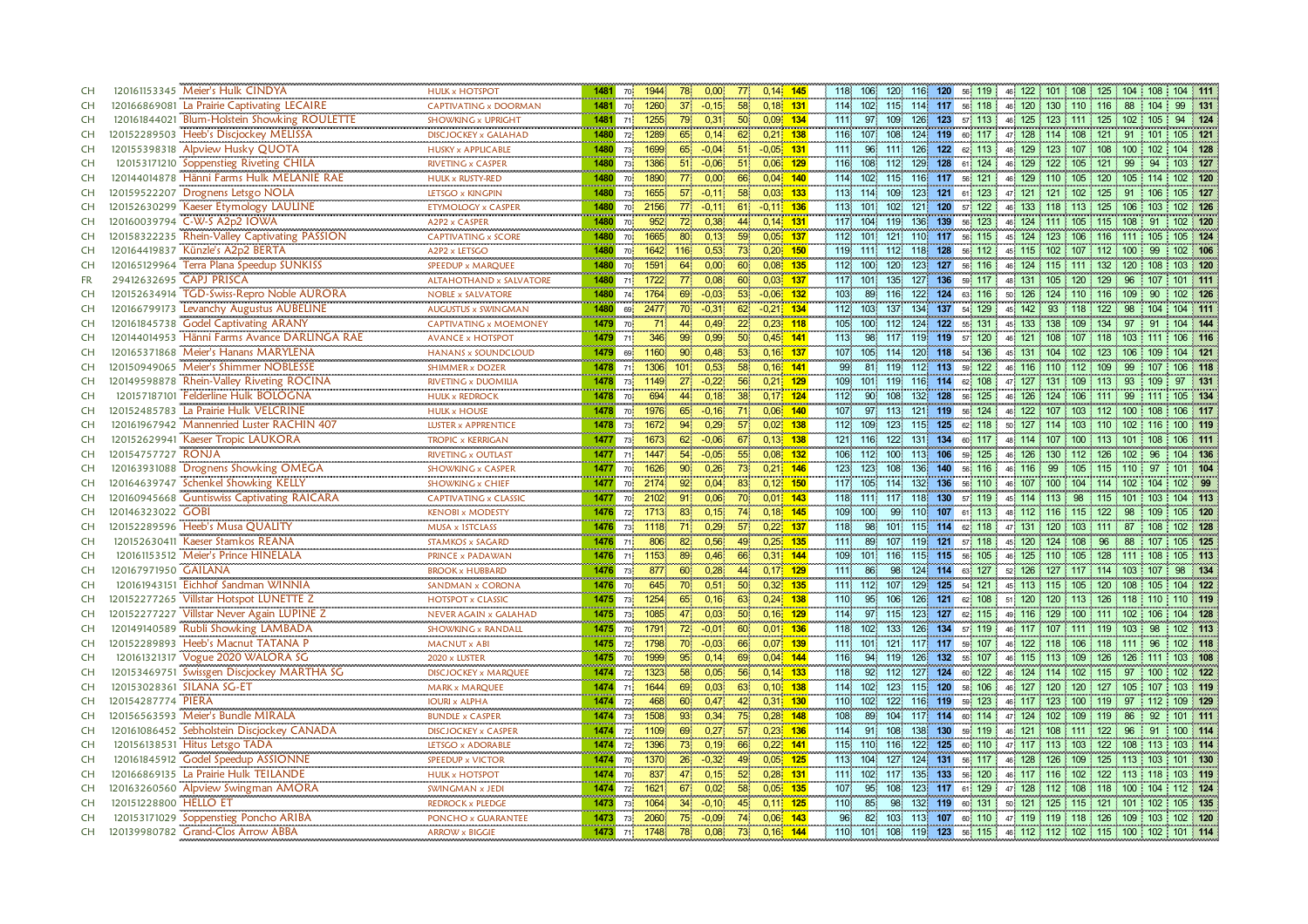| | | | | | | | | | | | | | | | | | | | | | | | | | | | | | |
|---|---|---|---|---|---|---|---|---|---|---|---|---|---|---|---|---|---|---|---|---|---|---|---|---|---|---|---|---|---|
| CH | 120161153345 | Meier's Hulk CINDYA | HULK x HOTSPOT | 1481 | 70 | 1944 | 78 | 0,00 | 77 | 0,14 | 145 | 118 | 106 | 120 | 116 | 120 | 56 | 119 | 46 | 122 | 101 | 108 | 125 | 104 | 108 | 104 | 111 |
| CH | 120166869081 | La Prairie Captivating LECAIRE | CAPTIVATING x DOORMAN | 1481 | 70 | 1260 | 37 | -0,15 | 58 | 0,18 | 131 | 114 | 102 | 115 | 114 | 117 | 56 | 118 | 46 | 120 | 130 | 110 | 116 | 88 | 104 | 99 | 131 |
| CH | 120161844021 | Blum-Holstein Showking ROULETTE | SHOWKING x UPRIGHT | 1481 | 71 | 1255 | 79 | 0,31 | 50 | 0,09 | 134 | 111 | 97 | 109 | 126 | 123 | 57 | 113 | 46 | 125 | 123 | 111 | 125 | 102 | 105 | 94 | 124 |
| CH | 120152289503 | Heeb's Discjockey MELISSA | DISCJOCKEY x GALAHAD | 1480 | 72 | 1289 | 65 | 0,14 | 62 | 0,21 | 138 | 116 | 107 | 108 | 124 | 119 | 60 | 117 | 47 | 128 | 114 | 108 | 121 | 91 | 101 | 105 | 121 |
| CH | 120155398318 | Alpview Husky QUOTA | HUSKY x APPLICABLE | 1480 | 73 | 1699 | 65 | -0,04 | 51 | -0,05 | 131 | 111 | 96 | 111 | 126 | 122 | 62 | 113 | 48 | 129 | 123 | 107 | 108 | 100 | 102 | 104 | 128 |
| CH | 120153171210 | Soppenstieg Riveting CHILA | RIVETING x CASPER | 1480 | 73 | 1386 | 51 | -0,06 | 51 | 0,06 | 129 | 116 | 108 | 112 | 129 | 128 | 61 | 124 | 46 | 129 | 122 | 105 | 121 | 99 | 94 | 103 | 127 |
| CH | 120144014878 | Hänni Farms Hulk MELANIE RAE | HULK x RUSTY-RED | 1480 | 70 | 1890 | 77 | 0,00 | 66 | 0,04 | 140 | 114 | 102 | 115 | 116 | 117 | 56 | 121 | 46 | 129 | 110 | 105 | 120 | 105 | 114 | 102 | 120 |
| CH | 120159522207 | Drognens Letsgo NOLA | LETSGO x KINGPIN | 1480 | 73 | 1655 | 57 | -0,11 | 58 | 0,03 | 133 | 113 | 114 | 109 | 123 | 121 | 61 | 123 | 47 | 121 | 121 | 102 | 125 | 91 | 106 | 105 | 127 |
| CH | 120152630299 | Kaeser Etymology LAULINE | ETYMOLOGY x CASPER | 1480 | 70 | 2156 | 77 | -0,11 | 61 | -0,11 | 136 | 113 | 101 | 102 | 121 | 120 | 57 | 122 | 46 | 133 | 118 | 113 | 125 | 106 | 103 | 102 | 126 |
| CH | 120160039794 | C-W-S A2p2 IOWA | A2P2 x CASPER | 1480 | 70 | 952 | 72 | 0,38 | 44 | 0,14 | 131 | 117 | 104 | 119 | 136 | 139 | 56 | 123 | 46 | 124 | 111 | 105 | 115 | 108 | 91 | 102 | 120 |
| CH | 120158322235 | Rhein-Valley Captivating PASSION | CAPTIVATING x SCORE | 1480 | 70 | 1665 | 80 | 0,13 | 59 | 0,05 | 137 | 112 | 101 | 121 | 110 | 117 | 56 | 115 | 45 | 124 | 123 | 106 | 116 | 111 | 105 | 105 | 124 |
| CH | 120164419837 | Künzle's A2p2 BERTA | A2P2 x LETSGO | 1480 | 70 | 1642 | 116 | 0,53 | 73 | 0,20 | 150 | 119 | 111 | 112 | 118 | 128 | 56 | 112 | 45 | 115 | 102 | 107 | 112 | 100 | 99 | 102 | 106 |
| CH | 120165129964 | Terra Plana Speedup SUNKISS | SPEEDUP x MARQUEE | 1480 | 70 | 1591 | 64 | 0,00 | 60 | 0,08 | 135 | 112 | 100 | 120 | 123 | 127 | 56 | 116 | 46 | 124 | 115 | 111 | 132 | 120 | 108 | 103 | 120 |
| FR | 29412632695 | CAPJ PRISCA | ALTAHOTHAND x SALVATORE | 1480 | 71 | 1722 | 77 | 0,08 | 60 | 0,03 | 137 | 117 | 101 | 135 | 127 | 136 | 59 | 117 | 48 | 131 | 105 | 120 | 129 | 96 | 107 | 101 | 111 |
| CH | 120152634914 | TGD-Swiss-Repro Noble AURORA | NOBLE x SALVATORE | 1480 | 74 | 1764 | 69 | -0,03 | 53 | -0,06 | 132 | 103 | 89 | 116 | 122 | 124 | 63 | 116 | 50 | 126 | 124 | 110 | 116 | 109 | 90 | 102 | 126 |
| CH | 120166799173 | Levanchy Augustus AUBELINE | AUGUSTUS x SWINGMAN | 1480 | 69 | 2477 | 70 | -0,31 | 62 | -0,21 | 134 | 112 | 103 | 137 | 134 | 137 | 54 | 129 | 45 | 142 | 93 | 118 | 122 | 98 | 104 | 104 | 111 |
| CH | 120161845738 | Godel Captivating ARANY | CAPTIVATING x MOEMONEY | 1479 | 70 | 71 | 44 | 0,49 | 22 | 0,23 | 118 | 105 | 100 | 112 | 124 | 122 | 55 | 131 | 45 | 133 | 138 | 109 | 134 | 97 | 91 | 104 | 144 |
| CH | 120144014953 | Hänni Farms Avance DARLINGA RAE | AVANCE x HOTSPOT | 1479 | 71 | 346 | 99 | 0,99 | 50 | 0,45 | 141 | 113 | 98 | 117 | 119 | 119 | 57 | 120 | 46 | 121 | 108 | 107 | 118 | 103 | 111 | 106 | 116 |
| CH | 120165371868 | Meier's Hanans MARYLENA | HANANS x SOUNDCLOUD | 1479 | 69 | 1160 | 90 | 0,48 | 53 | 0,16 | 137 | 107 | 105 | 114 | 120 | 118 | 54 | 136 | 45 | 131 | 104 | 102 | 123 | 106 | 109 | 104 | 121 |
| CH | 120150949065 | Meier's Shimmer NOBLESSE | SHIMMER x DOZER | 1478 | 71 | 1306 | 101 | 0,53 | 58 | 0,16 | 141 | 99 | 81 | 119 | 112 | 113 | 59 | 122 | 46 | 116 | 110 | 112 | 109 | 99 | 107 | 106 | 118 |
| CH | 120149598878 | Rhein-Valley Riveting ROCINA | RIVETING x DUOMILIA | 1478 | 73 | 1149 | 27 | -0,22 | 56 | 0,21 | 129 | 109 | 101 | 119 | 116 | 114 | 62 | 108 | 47 | 127 | 131 | 109 | 113 | 93 | 109 | 97 | 131 |
| CH | 120157187101 | Felderline Hulk BOLOGNA | HULK x REDROCK | 1478 | 70 | 694 | 44 | 0,18 | 38 | 0,17 | 124 | 112 | 90 | 108 | 132 | 128 | 56 | 125 | 46 | 126 | 124 | 106 | 111 | 99 | 111 | 105 | 134 |
| CH | 120152485783 | La Prairie Hulk VELCRINE | HULK x HOUSE | 1478 | 70 | 1976 | 65 | -0,16 | 71 | 0,06 | 140 | 107 | 97 | 113 | 121 | 119 | 56 | 124 | 46 | 122 | 107 | 103 | 112 | 100 | 108 | 106 | 117 |
| CH | 120161967942 | Mannenried Luster RACHIN 407 | LUSTER x APPRENTICE | 1478 | 73 | 1672 | 94 | 0,29 | 57 | 0,02 | 138 | 112 | 109 | 123 | 115 | 125 | 62 | 118 | 50 | 127 | 114 | 103 | 110 | 102 | 116 | 100 | 119 |
| CH | 120152629941 | Kaeser Tropic LAUKORA | TROPIC x KERRIGAN | 1477 | 73 | 1673 | 62 | -0,06 | 67 | 0,13 | 138 | 121 | 116 | 122 | 131 | 134 | 60 | 117 | 48 | 114 | 107 | 100 | 113 | 101 | 108 | 106 | 111 |
| CH | 120154757727 | RONJA | RIVETING x OUTLAST | 1477 | 71 | 1447 | 54 | -0,05 | 55 | 0,08 | 132 | 106 | 112 | 100 | 113 | 106 | 59 | 125 | 46 | 126 | 130 | 112 | 126 | 102 | 96 | 104 | 136 |
| CH | 120163931088 | Drognens Showking OMEGA | SHOWKING x CASPER | 1477 | 70 | 1626 | 90 | 0,26 | 73 | 0,21 | 146 | 123 | 123 | 108 | 136 | 140 | 56 | 116 | 46 | 116 | 99 | 105 | 115 | 110 | 97 | 101 | 104 |
| CH | 120164639747 | Schenkel Showking KELLY | SHOWKING x CHIEF | 1477 | 70 | 2174 | 92 | 0,04 | 83 | 0,12 | 150 | 117 | 105 | 114 | 132 | 136 | 56 | 110 | 46 | 107 | 100 | 104 | 114 | 102 | 104 | 102 | 99 |
| CH | 120160945668 | Guntiswiss Captivating RAICARA | CAPTIVATING x CLASSIC | 1477 | 70 | 2102 | 91 | 0,06 | 70 | 0,01 | 143 | 118 | 111 | 117 | 118 | 130 | 57 | 119 | 45 | 114 | 113 | 98 | 115 | 101 | 103 | 104 | 113 |
| CH | 120146323022 | GOBI | KENOBI x MODESTY | 1476 | 72 | 1713 | 83 | 0,15 | 74 | 0,18 | 145 | 109 | 100 | 99 | 110 | 107 | 61 | 113 | 48 | 112 | 116 | 115 | 122 | 98 | 109 | 105 | 120 |
| CH | 120152289596 | Heeb's Musa QUALITY | MUSA x 1STCLASS | 1476 | 73 | 1118 | 71 | 0,29 | 57 | 0,22 | 137 | 118 | 98 | 101 | 115 | 114 | 62 | 118 | 47 | 131 | 120 | 103 | 111 | 87 | 108 | 102 | 128 |
| CH | 120152630411 | Kaeser Stamkos REANA | STAMKOS x SAGARD | 1476 | 71 | 806 | 82 | 0,56 | 49 | 0,25 | 135 | 111 | 89 | 107 | 119 | 121 | 57 | 118 | 45 | 120 | 124 | 108 | 96 | 88 | 107 | 105 | 125 |
| CH | 120161153512 | Meier's Prince HINELALA | PRINCE x PADAWAN | 1476 | 71 | 1153 | 89 | 0,46 | 66 | 0,31 | 144 | 109 | 101 | 116 | 115 | 115 | 56 | 105 | 46 | 125 | 110 | 105 | 128 | 111 | 108 | 105 | 113 |
| CH | 120167971950 | GAILANA | BROOK x HUBBARD | 1476 | 73 | 877 | 60 | 0,28 | 44 | 0,17 | 129 | 111 | 86 | 98 | 124 | 114 | 63 | 127 | 52 | 126 | 127 | 117 | 114 | 103 | 107 | 98 | 134 |
| CH | 120161943151 | Eichhof Sandman WINNIA | SANDMAN x CORONA | 1476 | 70 | 645 | 70 | 0,51 | 50 | 0,32 | 135 | 111 | 112 | 107 | 129 | 125 | 54 | 121 | 45 | 113 | 115 | 105 | 120 | 108 | 105 | 104 | 122 |
| CH | 120152277265 | Villstar Hotspot LUNETTE Z | HOTSPOT x CLASSIC | 1475 | 73 | 1254 | 65 | 0,16 | 63 | 0,24 | 138 | 110 | 95 | 106 | 126 | 121 | 62 | 108 | 51 | 120 | 120 | 113 | 126 | 118 | 110 | 110 | 119 |
| CH | 120152277227 | Villstar Never Again LUPINE Z | NEVER AGAIN x GALAHAD | 1475 | 73 | 1085 | 47 | 0,03 | 50 | 0,16 | 129 | 114 | 97 | 115 | 123 | 127 | 62 | 115 | 49 | 116 | 129 | 100 | 111 | 102 | 106 | 104 | 128 |
| CH | 120149140589 | Rubli Showking LAMBADA | SHOWKING x RANDALL | 1475 | 70 | 1791 | 72 | -0,01 | 60 | 0,01 | 136 | 118 | 102 | 133 | 126 | 134 | 57 | 119 | 46 | 117 | 107 | 111 | 119 | 103 | 98 | 102 | 113 |
| CH | 120152289893 | Heeb's Macnut TATANA P | MACNUT x ABI | 1475 | 72 | 1798 | 70 | -0,03 | 66 | 0,07 | 139 | 111 | 101 | 121 | 117 | 117 | 59 | 107 | 46 | 122 | 118 | 106 | 118 | 111 | 96 | 102 | 118 |
| CH | 120161321317 | Vogue 2020 WALORA SG | 2020 x LUSTER | 1475 | 70 | 1999 | 95 | 0,14 | 69 | 0,04 | 144 | 116 | 94 | 119 | 126 | 132 | 55 | 107 | 46 | 115 | 113 | 109 | 126 | 126 | 111 | 103 | 108 |
| CH | 120153469751 | Swissgen Discjockey MARTHA SG | DISCJOCKEY x MARQUEE | 1474 | 72 | 1323 | 58 | 0,05 | 56 | 0,14 | 133 | 118 | 92 | 112 | 127 | 124 | 60 | 122 | 46 | 124 | 114 | 102 | 115 | 97 | 100 | 102 | 122 |
| CH | 120153028361 | SILANA SG-ET | MARK x MARQUEE | 1474 | 71 | 1644 | 69 | 0,03 | 63 | 0,10 | 138 | 114 | 102 | 123 | 115 | 120 | 58 | 106 | 46 | 127 | 120 | 120 | 127 | 105 | 107 | 103 | 119 |
| CH | 120154287774 | PIERA | IOURI x ALPHA | 1474 | 72 | 468 | 60 | 0,47 | 42 | 0,31 | 130 | 110 | 102 | 122 | 116 | 119 | 59 | 123 | 46 | 117 | 123 | 100 | 119 | 97 | 112 | 109 | 129 |
| CH | 120156563593 | Meier's Bundle MIRALA | BUNDLE x CASPER | 1474 | 73 | 1508 | 93 | 0,34 | 75 | 0,28 | 148 | 108 | 89 | 104 | 117 | 114 | 60 | 114 | 47 | 124 | 102 | 109 | 119 | 86 | 92 | 101 | 111 |
| CH | 120161086452 | Sebholstein Discjockey CANADA | DISCJOCKEY x CASPER | 1474 | 72 | 1109 | 69 | 0,27 | 57 | 0,23 | 136 | 114 | 91 | 108 | 138 | 130 | 59 | 119 | 46 | 121 | 108 | 111 | 122 | 96 | 91 | 100 | 114 |
| CH | 120156138531 | Hitus Letsgo TADA | LETSGO x ADORABLE | 1474 | 72 | 1396 | 73 | 0,19 | 66 | 0,22 | 141 | 115 | 110 | 116 | 122 | 125 | 60 | 110 | 47 | 117 | 113 | 103 | 122 | 108 | 113 | 103 | 114 |
| CH | 120161845912 | Godel Speedup ASSIONNE | SPEEDUP x VICTOR | 1474 | 70 | 1370 | 26 | -0,32 | 49 | 0,05 | 125 | 113 | 104 | 127 | 124 | 131 | 56 | 117 | 46 | 128 | 126 | 109 | 125 | 113 | 103 | 101 | 130 |
| CH | 120166869135 | La Prairie Hulk TEILANDE | HULK x HOTSPOT | 1474 | 70 | 837 | 47 | 0,15 | 52 | 0,28 | 131 | 111 | 102 | 117 | 135 | 133 | 56 | 120 | 46 | 117 | 116 | 102 | 122 | 113 | 118 | 103 | 119 |
| CH | 120163260560 | Alpview Swingman AMORA | SWINGMAN x JEDI | 1474 | 72 | 1621 | 67 | 0,02 | 58 | 0,05 | 135 | 107 | 95 | 108 | 123 | 117 | 61 | 129 | 47 | 128 | 112 | 108 | 118 | 100 | 104 | 112 | 124 |
| CH | 120151228800 | HELLO ET | REDROCK x PLEDGE | 1473 | 73 | 1064 | 34 | -0,10 | 45 | 0,11 | 125 | 110 | 85 | 98 | 132 | 119 | 60 | 131 | 50 | 121 | 125 | 115 | 121 | 101 | 102 | 105 | 135 |
| CH | 120153171029 | Soppenstieg Poncho ARIBA | PONCHO x GUARANTEE | 1473 | 73 | 2060 | 75 | -0,09 | 74 | 0,06 | 143 | 96 | 82 | 103 | 113 | 107 | 60 | 110 | 47 | 119 | 119 | 118 | 126 | 109 | 103 | 102 | 120 |
| CH | 120139980782 | Grand-Clos Arrow ABBA | ARROW x BIGGIE | 1473 | 71 | 1748 | 78 | 0,08 | 73 | 0,16 | 144 | 110 | 101 | 108 | 119 | 123 | 56 | 115 | 46 | 112 | 112 | 102 | 115 | 100 | 102 | 101 | 114 |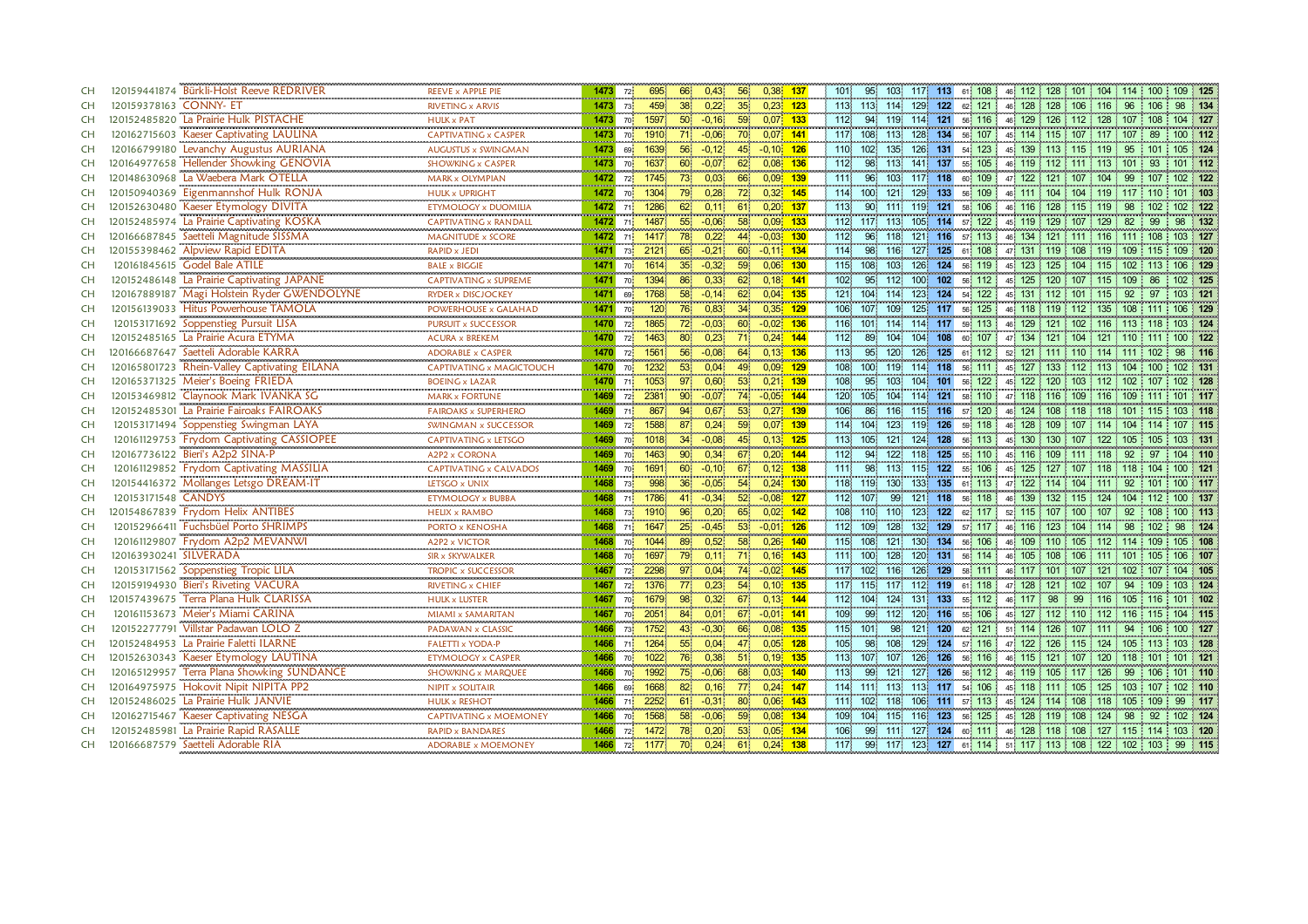| | | | | | | | | | | | | | | | | | | | | | | | | | | | | | | |
|---|---|---|---|---|---|---|---|---|---|---|---|---|---|---|---|---|---|---|---|---|---|---|---|---|---|---|---|---|---|---|
| CH | 120159441874 | Bürkli-Holst Reeve REDRIVER | REEVE x APPLE PIE | 1473 | 72 | 695 | 66 | 0,43 | 56 | 0,38 | 137 | 101 | 95 | 103 | 117 | 113 | 61 | 108 | 46 | 112 | 128 | 101 | 104 | 114 | 100 | 109 | 125 |
| CH | 120159378163 | CONNY- ET | RIVETING x ARVIS | 1473 | 73 | 459 | 38 | 0,22 | 35 | 0,23 | 123 | 113 | 113 | 114 | 129 | 122 | 62 | 121 | 46 | 128 | 128 | 106 | 116 | 96 | 106 | 98 | 134 |
| CH | 120152485820 | La Prairie Hulk PISTACHE | HULK x PAT | 1473 | 70 | 1597 | 50 | -0,16 | 59 | 0,07 | 133 | 112 | 94 | 119 | 114 | 121 | 56 | 116 | 46 | 129 | 126 | 112 | 128 | 107 | 108 | 104 | 127 |
| CH | 120162715603 | Kaeser Captivating LAULINA | CAPTIVATING x CASPER | 1473 | 70 | 1910 | 71 | -0,06 | 70 | 0,07 | 141 | 117 | 108 | 113 | 128 | 134 | 56 | 107 | 45 | 114 | 115 | 107 | 117 | 107 | 89 | 100 | 112 |
| CH | 120166799180 | Levanchy Augustus AURIANA | AUGUSTUS x SWINGMAN | 1473 | 69 | 1639 | 56 | -0,12 | 45 | -0,10 | 126 | 110 | 102 | 135 | 126 | 131 | 54 | 123 | 45 | 139 | 113 | 115 | 119 | 95 | 101 | 105 | 124 |
| CH | 120164977658 | Hellender Showking GENOVIA | SHOWKING x CASPER | 1473 | 70 | 1637 | 60 | -0,07 | 62 | 0,08 | 136 | 112 | 98 | 113 | 141 | 137 | 55 | 105 | 46 | 119 | 112 | 111 | 113 | 101 | 93 | 101 | 112 |
| CH | 120148630968 | La Waebera Mark OTELLA | MARK x OLYMPIAN | 1472 | 72 | 1745 | 73 | 0,03 | 66 | 0,09 | 139 | 111 | 96 | 103 | 117 | 118 | 60 | 109 | 47 | 122 | 121 | 107 | 104 | 99 | 107 | 102 | 122 |
| CH | 120150940369 | Eigenmannshof Hulk RONJA | HULK x UPRIGHT | 1472 | 70 | 1304 | 79 | 0,28 | 72 | 0,32 | 145 | 114 | 100 | 121 | 129 | 133 | 56 | 109 | 46 | 111 | 104 | 104 | 119 | 117 | 110 | 101 | 103 |
| CH | 120152630480 | Kaeser Etymology DIVITA | ETYMOLOGY x DUOMILIA | 1472 | 71 | 1286 | 62 | 0,11 | 61 | 0,20 | 137 | 113 | 90 | 111 | 119 | 121 | 58 | 106 | 46 | 116 | 128 | 115 | 119 | 98 | 102 | 102 | 122 |
| CH | 120152485974 | La Prairie Captivating KOSKA | CAPTIVATING x RANDALL | 1472 | 71 | 1487 | 55 | -0,06 | 58 | 0,09 | 133 | 112 | 117 | 113 | 105 | 114 | 57 | 122 | 45 | 119 | 129 | 107 | 129 | 82 | 99 | 98 | 132 |
| CH | 120166687845 | Saetteli Magnitude SISSMA | MAGNITUDE x SCORE | 1472 | 71 | 1417 | 78 | 0,22 | 44 | -0,03 | 130 | 112 | 96 | 118 | 121 | 116 | 57 | 113 | 46 | 134 | 121 | 111 | 116 | 111 | 108 | 103 | 127 |
| CH | 120155398462 | Alpview Rapid EDITA | RAPID x JEDI | 1471 | 73 | 2121 | 65 | -0,21 | 60 | -0,11 | 134 | 114 | 98 | 116 | 127 | 125 | 61 | 108 | 47 | 131 | 119 | 108 | 119 | 109 | 115 | 109 | 120 |
| CH | 120161845615 | Godel Bale ATILE | BALE x BIGGIE | 1471 | 70 | 1614 | 35 | -0,32 | 59 | 0,06 | 130 | 115 | 108 | 103 | 126 | 124 | 56 | 119 | 45 | 123 | 125 | 104 | 115 | 102 | 113 | 106 | 129 |
| CH | 120152486148 | La Prairie Captivating JAPANE | CAPTIVATING x SUPREME | 1471 | 70 | 1394 | 86 | 0,33 | 62 | 0,18 | 141 | 102 | 95 | 112 | 100 | 102 | 56 | 112 | 45 | 125 | 120 | 107 | 115 | 109 | 86 | 102 | 125 |
| CH | 120167889187 | Magi Holstein Ryder GWENDOLYNE | RYDER x DISCJOCKEY | 1471 | 69 | 1768 | 58 | -0,14 | 62 | 0,04 | 135 | 121 | 104 | 114 | 123 | 124 | 54 | 122 | 45 | 131 | 112 | 101 | 115 | 92 | 97 | 103 | 121 |
| CH | 120156139033 | Hitus Powerhouse TAMOLA | POWERHOUSE x GALAHAD | 1471 | 70 | 120 | 76 | 0,83 | 34 | 0,35 | 129 | 106 | 107 | 109 | 125 | 117 | 56 | 125 | 46 | 118 | 119 | 112 | 135 | 108 | 111 | 106 | 129 |
| CH | 120153171692 | Soppenstieg Pursuit LISA | PURSUIT x SUCCESSOR | 1470 | 72 | 1865 | 72 | -0,03 | 60 | -0,02 | 136 | 116 | 101 | 114 | 114 | 117 | 59 | 113 | 46 | 129 | 121 | 102 | 116 | 113 | 118 | 103 | 124 |
| CH | 120152485165 | La Prairie Acura ETYMA | ACURA x BREKEM | 1470 | 72 | 1463 | 80 | 0,23 | 71 | 0,24 | 144 | 112 | 89 | 104 | 104 | 108 | 60 | 107 | 47 | 134 | 121 | 104 | 121 | 110 | 111 | 100 | 122 |
| CH | 120166687647 | Saetteli Adorable KARRA | ADORABLE x CASPER | 1470 | 72 | 1561 | 56 | -0,08 | 64 | 0,13 | 136 | 113 | 95 | 120 | 126 | 125 | 61 | 112 | 52 | 121 | 111 | 110 | 114 | 111 | 102 | 98 | 116 |
| CH | 120165801723 | Rhein-Valley Captivating EILANA | CAPTIVATING x MAGICTOUCH | 1470 | 70 | 1232 | 53 | 0,04 | 49 | 0,09 | 129 | 108 | 100 | 119 | 114 | 118 | 56 | 111 | 45 | 127 | 133 | 112 | 113 | 104 | 100 | 102 | 131 |
| CH | 120165371325 | Meier's Boeing FRIEDA | BOEING x LAZAR | 1470 | 71 | 1053 | 97 | 0,60 | 53 | 0,21 | 139 | 108 | 95 | 103 | 104 | 101 | 58 | 122 | 45 | 122 | 120 | 103 | 112 | 102 | 107 | 102 | 128 |
| CH | 120153469812 | Claynook Mark IVANKA SG | MARK x FORTUNE | 1469 | 72 | 2381 | 90 | -0,07 | 74 | -0,05 | 144 | 120 | 105 | 104 | 114 | 121 | 58 | 110 | 47 | 118 | 116 | 109 | 116 | 109 | 111 | 101 | 117 |
| CH | 120152485301 | La Prairie Fairoaks FAIROAKS | FAIROAKS x SUPERHERO | 1469 | 71 | 867 | 94 | 0,67 | 53 | 0,27 | 139 | 106 | 86 | 116 | 115 | 116 | 57 | 120 | 46 | 124 | 108 | 118 | 118 | 101 | 115 | 103 | 118 |
| CH | 120153171494 | Soppenstieg Swingman LAYA | SWINGMAN x SUCCESSOR | 1469 | 72 | 1588 | 87 | 0,24 | 59 | 0,07 | 139 | 114 | 104 | 123 | 119 | 126 | 59 | 118 | 46 | 128 | 109 | 107 | 114 | 104 | 114 | 107 | 115 |
| CH | 120161129753 | Frydom Captivating CASSIOPEE | CAPTIVATING x LETSGO | 1469 | 70 | 1018 | 34 | -0,08 | 45 | 0,13 | 125 | 113 | 105 | 121 | 124 | 128 | 56 | 113 | 45 | 130 | 130 | 107 | 122 | 105 | 105 | 103 | 131 |
| CH | 120167736122 | Bieri's A2p2 SINA-P | A2P2 x CORONA | 1469 | 70 | 1463 | 90 | 0,34 | 67 | 0,20 | 144 | 112 | 94 | 122 | 118 | 125 | 55 | 110 | 45 | 116 | 109 | 111 | 118 | 92 | 97 | 104 | 110 |
| CH | 120161129852 | Frydom Captivating MASSILIA | CAPTIVATING x CALVADOS | 1469 | 70 | 1691 | 60 | -0,10 | 67 | 0,12 | 138 | 111 | 98 | 113 | 115 | 122 | 55 | 106 | 45 | 125 | 127 | 107 | 118 | 118 | 104 | 100 | 121 |
| CH | 120154416372 | Mollanges Letsgo DREAM-IT | LETSGO x UNIX | 1468 | 73 | 998 | 36 | -0,05 | 54 | 0,24 | 130 | 118 | 119 | 130 | 133 | 135 | 61 | 113 | 47 | 122 | 114 | 104 | 111 | 92 | 101 | 100 | 117 |
| CH | 120153171548 | CANDYS | ETYMOLOGY x BUBBA | 1468 | 71 | 1786 | 41 | -0,34 | 52 | -0,08 | 127 | 112 | 107 | 99 | 121 | 118 | 56 | 118 | 46 | 139 | 132 | 115 | 124 | 104 | 112 | 100 | 137 |
| CH | 120154867839 | Frydom Helix ANTIBES | HELIX x RAMBO | 1468 | 73 | 1910 | 96 | 0,20 | 65 | 0,02 | 142 | 108 | 110 | 110 | 123 | 122 | 62 | 117 | 52 | 115 | 107 | 100 | 107 | 92 | 108 | 100 | 113 |
| CH | 120152966411 | Fuchsbüel Porto SHRIMPS | PORTO x KENOSHA | 1468 | 71 | 1647 | 25 | -0,45 | 53 | -0,01 | 126 | 112 | 109 | 128 | 132 | 129 | 57 | 117 | 46 | 116 | 123 | 104 | 114 | 98 | 102 | 98 | 124 |
| CH | 120161129807 | Frydom A2p2 MEVANWI | A2P2 x VICTOR | 1468 | 70 | 1044 | 89 | 0,52 | 58 | 0,26 | 140 | 115 | 108 | 121 | 130 | 134 | 56 | 106 | 46 | 109 | 110 | 105 | 112 | 114 | 109 | 105 | 108 |
| CH | 120163930241 | SILVERADA | SIR x SKYWALKER | 1468 | 70 | 1697 | 79 | 0,11 | 71 | 0,16 | 143 | 111 | 100 | 128 | 120 | 131 | 56 | 114 | 46 | 105 | 108 | 106 | 111 | 101 | 105 | 106 | 107 |
| CH | 120153171562 | Soppenstieg Tropic LILA | TROPIC x SUCCESSOR | 1467 | 72 | 2298 | 97 | 0,04 | 74 | -0,02 | 145 | 117 | 102 | 116 | 126 | 129 | 58 | 111 | 46 | 117 | 101 | 107 | 121 | 102 | 107 | 104 | 105 |
| CH | 120159194930 | Bieri's Riveting VACURA | RIVETING x CHIEF | 1467 | 72 | 1376 | 77 | 0,23 | 54 | 0,10 | 135 | 117 | 115 | 117 | 112 | 119 | 61 | 118 | 47 | 128 | 121 | 102 | 107 | 94 | 109 | 103 | 124 |
| CH | 120157439675 | Terra Plana Hulk CLARISSA | HULK x LUSTER | 1467 | 70 | 1679 | 98 | 0,32 | 67 | 0,13 | 144 | 112 | 104 | 124 | 131 | 133 | 55 | 112 | 46 | 117 | 98 | 99 | 116 | 105 | 116 | 101 | 102 |
| CH | 120161153673 | Meier's Miami CARINA | MIAMI x SAMARITAN | 1467 | 70 | 2051 | 84 | 0,01 | 67 | -0,01 | 141 | 109 | 99 | 112 | 120 | 116 | 55 | 106 | 45 | 127 | 112 | 110 | 112 | 116 | 115 | 104 | 115 |
| CH | 120152277791 | Villstar Padawan LOLO Z | PADAWAN x CLASSIC | 1466 | 73 | 1752 | 43 | -0,30 | 66 | 0,08 | 135 | 115 | 101 | 98 | 121 | 120 | 62 | 121 | 51 | 114 | 126 | 107 | 111 | 94 | 106 | 100 | 127 |
| CH | 120152484953 | La Prairie Faletti ILARNE | FALETTI x YODA-P | 1466 | 71 | 1264 | 55 | 0,04 | 47 | 0,05 | 128 | 105 | 98 | 108 | 129 | 124 | 57 | 116 | 47 | 122 | 126 | 115 | 124 | 105 | 113 | 103 | 128 |
| CH | 120152630343 | Kaeser Etymology LAUTINA | ETYMOLOGY x CASPER | 1466 | 70 | 1022 | 76 | 0,38 | 51 | 0,19 | 135 | 113 | 107 | 107 | 126 | 126 | 56 | 116 | 46 | 115 | 121 | 107 | 120 | 118 | 101 | 101 | 121 |
| CH | 120165129957 | Terra Plana Showking SUNDANCE | SHOWKING x MARQUEE | 1466 | 70 | 1992 | 75 | -0,06 | 68 | 0,03 | 140 | 113 | 99 | 121 | 127 | 126 | 56 | 112 | 46 | 119 | 105 | 117 | 126 | 99 | 106 | 101 | 110 |
| CH | 120164975975 | Hokovit Nipit NIPITA PP2 | NIPIT x SOLITAIR | 1466 | 69 | 1668 | 82 | 0,16 | 77 | 0,24 | 147 | 114 | 111 | 113 | 113 | 117 | 54 | 106 | 45 | 118 | 111 | 105 | 125 | 103 | 107 | 102 | 110 |
| CH | 120152486025 | La Prairie Hulk JANVIE | HULK x RESHOT | 1466 | 71 | 2252 | 61 | -0,31 | 80 | 0,06 | 143 | 111 | 102 | 118 | 106 | 111 | 57 | 113 | 45 | 124 | 114 | 108 | 118 | 105 | 109 | 99 | 117 |
| CH | 120162715467 | Kaeser Captivating NESGA | CAPTIVATING x MOEMONEY | 1466 | 70 | 1568 | 58 | -0,06 | 59 | 0,08 | 134 | 109 | 104 | 115 | 116 | 123 | 56 | 125 | 45 | 128 | 119 | 108 | 124 | 98 | 92 | 102 | 124 |
| CH | 120152485981 | La Prairie Rapid RASALLE | RAPID x BANDARES | 1466 | 72 | 1472 | 78 | 0,20 | 53 | 0,05 | 134 | 106 | 99 | 111 | 127 | 124 | 60 | 111 | 46 | 128 | 118 | 108 | 127 | 115 | 114 | 103 | 120 |
| CH | 120166687579 | Saetteli Adorable RIA | ADORABLE x MOEMONEY | 1466 | 72 | 1177 | 70 | 0,24 | 61 | 0,24 | 138 | 117 | 99 | 117 | 123 | 127 | 61 | 114 | 51 | 117 | 113 | 108 | 122 | 102 | 103 | 99 | 115 |